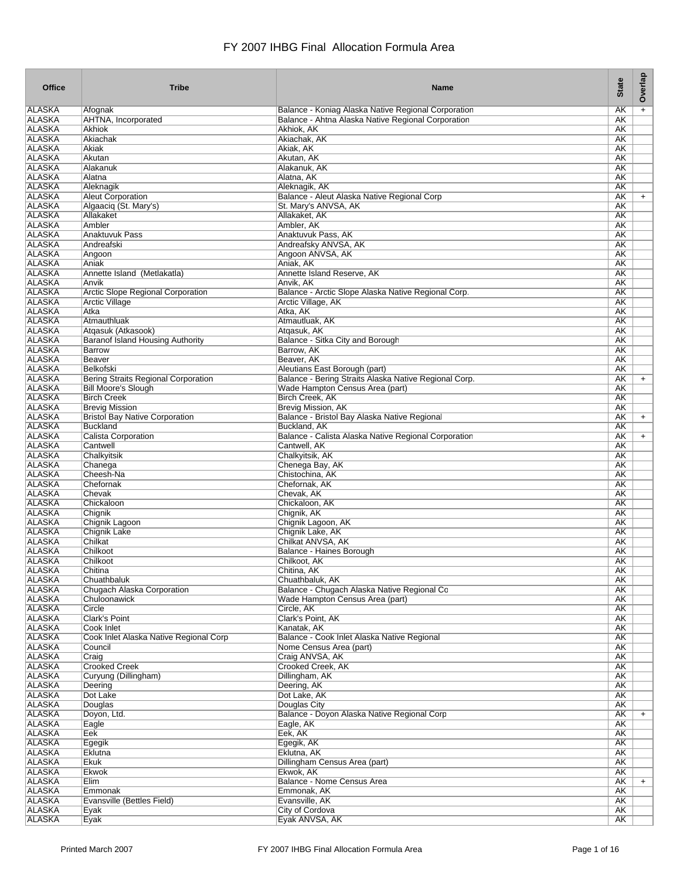# FY 2007 IHBG Final Allocation Formula Area

| Office | Tribe | Name | State | Overlap |
|---|---|---|---|---|
| ALASKA | Afognak | Balance - Koniag Alaska Native Regional Corporation | AK | + |
| ALASKA | AHTNA, Incorporated | Balance - Ahtna Alaska Native Regional Corporation | AK | |
| ALASKA | Akhiok | Akhiok, AK | AK | |
| ALASKA | Akiachak | Akiachak, AK | AK | |
| ALASKA | Akiak | Akiak, AK | AK | |
| ALASKA | Akutan | Akutan, AK | AK | |
| ALASKA | Alakanuk | Alakanuk, AK | AK | |
| ALASKA | Alatna | Alatna, AK | AK | |
| ALASKA | Aleknagik | Aleknagik, AK | AK | |
| ALASKA | Aleut Corporation | Balance - Aleut Alaska Native Regional Corp | AK | + |
| ALASKA | Algaaciq (St. Mary's) | St. Mary's ANVSA, AK | AK | |
| ALASKA | Allakaket | Allakaket, AK | AK | |
| ALASKA | Ambler | Ambler, AK | AK | |
| ALASKA | Anaktuvuk Pass | Anaktuvuk Pass, AK | AK | |
| ALASKA | Andreafski | Andreafsky ANVSA, AK | AK | |
| ALASKA | Angoon | Angoon ANVSA, AK | AK | |
| ALASKA | Aniak | Aniak, AK | AK | |
| ALASKA | Annette Island (Metlakatla) | Annette Island Reserve, AK | AK | |
| ALASKA | Anvik | Anvik, AK | AK | |
| ALASKA | Arctic Slope Regional Corporation | Balance - Arctic Slope Alaska Native Regional Corp. | AK | |
| ALASKA | Arctic Village | Arctic Village, AK | AK | |
| ALASKA | Atka | Atka, AK | AK | |
| ALASKA | Atmauthluak | Atmautluak, AK | AK | |
| ALASKA | Atqasuk (Atkasook) | Atqasuk, AK | AK | |
| ALASKA | Baranof Island Housing Authority | Balance - Sitka City and Borough | AK | |
| ALASKA | Barrow | Barrow, AK | AK | |
| ALASKA | Beaver | Beaver, AK | AK | |
| ALASKA | Belkofski | Aleutians East Borough (part) | AK | |
| ALASKA | Bering Straits Regional Corporation | Balance - Bering Straits Alaska Native Regional Corp. | AK | + |
| ALASKA | Bill Moore's Slough | Wade Hampton Census Area (part) | AK | |
| ALASKA | Birch Creek | Birch Creek, AK | AK | |
| ALASKA | Brevig Mission | Brevig Mission, AK | AK | |
| ALASKA | Bristol Bay Native Corporation | Balance - Bristol Bay Alaska Native Regional | AK | + |
| ALASKA | Buckland | Buckland, AK | AK | |
| ALASKA | Calista Corporation | Balance - Calista Alaska Native Regional Corporation | AK | + |
| ALASKA | Cantwell | Cantwell, AK | AK | |
| ALASKA | Chalkyitsik | Chalkyitsik, AK | AK | |
| ALASKA | Chanega | Chenega Bay, AK | AK | |
| ALASKA | Cheesh-Na | Chistochina, AK | AK | |
| ALASKA | Chefornak | Chefornak, AK | AK | |
| ALASKA | Chevak | Chevak, AK | AK | |
| ALASKA | Chickaloon | Chickaloon, AK | AK | |
| ALASKA | Chignik | Chignik, AK | AK | |
| ALASKA | Chignik Lagoon | Chignik Lagoon, AK | AK | |
| ALASKA | Chignik Lake | Chignik Lake, AK | AK | |
| ALASKA | Chilkat | Chilkat ANVSA, AK | AK | |
| ALASKA | Chilkoot | Balance - Haines Borough | AK | |
| ALASKA | Chilkoot | Chilkoot, AK | AK | |
| ALASKA | Chitina | Chitina, AK | AK | |
| ALASKA | Chuathbaluk | Chuathbaluk, AK | AK | |
| ALASKA | Chugach Alaska Corporation | Balance - Chugach Alaska Native Regional Co | AK | |
| ALASKA | Chuloonawick | Wade Hampton Census Area (part) | AK | |
| ALASKA | Circle | Circle, AK | AK | |
| ALASKA | Clark's Point | Clark's Point, AK | AK | |
| ALASKA | Cook Inlet | Kanatak, AK | AK | |
| ALASKA | Cook Inlet Alaska Native Regional Corp | Balance - Cook Inlet Alaska Native Regional | AK | |
| ALASKA | Council | Nome Census Area (part) | AK | |
| ALASKA | Craig | Craig ANVSA, AK | AK | |
| ALASKA | Crooked Creek | Crooked Creek, AK | AK | |
| ALASKA | Curyung (Dillingham) | Dillingham, AK | AK | |
| ALASKA | Deering | Deering, AK | AK | |
| ALASKA | Dot Lake | Dot Lake, AK | AK | |
| ALASKA | Douglas | Douglas City | AK | |
| ALASKA | Doyon, Ltd. | Balance - Doyon Alaska Native Regional Corp | AK | + |
| ALASKA | Eagle | Eagle, AK | AK | |
| ALASKA | Eek | Eek, AK | AK | |
| ALASKA | Egegik | Egegik, AK | AK | |
| ALASKA | Eklutna | Eklutna, AK | AK | |
| ALASKA | Ekuk | Dillingham Census Area (part) | AK | |
| ALASKA | Ekwok | Ekwok, AK | AK | |
| ALASKA | Elim | Balance - Nome Census Area | AK | + |
| ALASKA | Emmonak | Emmonak, AK | AK | |
| ALASKA | Evansville (Bettles Field) | Evansville, AK | AK | |
| ALASKA | Eyak | City of Cordova | AK | |
| ALASKA | Eyak | Eyak ANVSA, AK | AK | |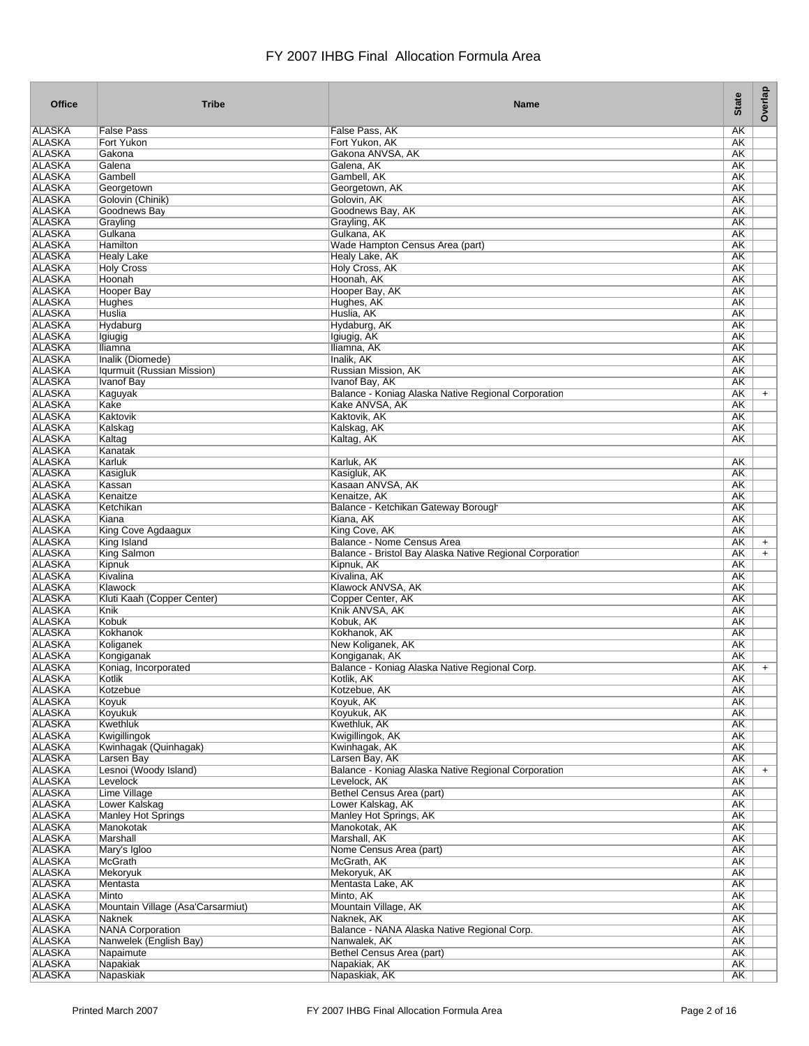# FY 2007 IHBG Final Allocation Formula Area

| Office | Tribe | Name | State | Overlap |
|---|---|---|---|---|
| ALASKA | False Pass | False Pass, AK | AK | |
| ALASKA | Fort Yukon | Fort Yukon, AK | AK | |
| ALASKA | Gakona | Gakona ANVSA, AK | AK | |
| ALASKA | Galena | Galena, AK | AK | |
| ALASKA | Gambell | Gambell, AK | AK | |
| ALASKA | Georgetown | Georgetown, AK | AK | |
| ALASKA | Golovin (Chinik) | Golovin, AK | AK | |
| ALASKA | Goodnews Bay | Goodnews Bay, AK | AK | |
| ALASKA | Grayling | Grayling, AK | AK | |
| ALASKA | Gulkana | Gulkana, AK | AK | |
| ALASKA | Hamilton | Wade Hampton Census Area (part) | AK | |
| ALASKA | Healy Lake | Healy Lake, AK | AK | |
| ALASKA | Holy Cross | Holy Cross, AK | AK | |
| ALASKA | Hoonah | Hoonah, AK | AK | |
| ALASKA | Hooper Bay | Hooper Bay, AK | AK | |
| ALASKA | Hughes | Hughes, AK | AK | |
| ALASKA | Huslia | Huslia, AK | AK | |
| ALASKA | Hydaburg | Hydaburg, AK | AK | |
| ALASKA | Igiugig | Igiugig, AK | AK | |
| ALASKA | Iliamna | Iliamna, AK | AK | |
| ALASKA | Inalik (Diomede) | Inalik, AK | AK | |
| ALASKA | Iqurmuit (Russian Mission) | Russian Mission, AK | AK | |
| ALASKA | Ivanof Bay | Ivanof Bay, AK | AK | |
| ALASKA | Kaguyak | Balance - Koniag Alaska Native Regional Corporation | AK | + |
| ALASKA | Kake | Kake ANVSA, AK | AK | |
| ALASKA | Kaktovik | Kaktovik, AK | AK | |
| ALASKA | Kalskag | Kalskag, AK | AK | |
| ALASKA | Kaltag | Kaltag, AK | AK | |
| ALASKA | Kanatak | | | |
| ALASKA | Karluk | Karluk, AK | AK | |
| ALASKA | Kasigluk | Kasigluk, AK | AK | |
| ALASKA | Kassan | Kasaan ANVSA, AK | AK | |
| ALASKA | Kenaitze | Kenaitze, AK | AK | |
| ALASKA | Ketchikan | Balance - Ketchikan Gateway Borough | AK | |
| ALASKA | Kiana | Kiana, AK | AK | |
| ALASKA | King Cove Agdaagux | King Cove, AK | AK | |
| ALASKA | King Island | Balance - Nome Census Area | AK | + |
| ALASKA | King Salmon | Balance - Bristol Bay Alaska Native Regional Corporation | AK | + |
| ALASKA | Kipnuk | Kipnuk, AK | AK | |
| ALASKA | Kivalina | Kivalina, AK | AK | |
| ALASKA | Klawock | Klawock ANVSA, AK | AK | |
| ALASKA | Kluti Kaah (Copper Center) | Copper Center, AK | AK | |
| ALASKA | Knik | Knik ANVSA, AK | AK | |
| ALASKA | Kobuk | Kobuk, AK | AK | |
| ALASKA | Kokhanok | Kokhanok, AK | AK | |
| ALASKA | Koliganek | New Koliganek, AK | AK | |
| ALASKA | Kongiganak | Kongiganak, AK | AK | |
| ALASKA | Koniag, Incorporated | Balance - Koniag Alaska Native Regional Corp. | AK | + |
| ALASKA | Kotlik | Kotlik, AK | AK | |
| ALASKA | Kotzebue | Kotzebue, AK | AK | |
| ALASKA | Koyuk | Koyuk, AK | AK | |
| ALASKA | Koyukuk | Koyukuk, AK | AK | |
| ALASKA | Kwethluk | Kwethluk, AK | AK | |
| ALASKA | Kwigillingok | Kwigillingok, AK | AK | |
| ALASKA | Kwinhagak (Quinhagak) | Kwinhagak, AK | AK | |
| ALASKA | Larsen Bay | Larsen Bay, AK | AK | |
| ALASKA | Lesnoi (Woody Island) | Balance - Koniag Alaska Native Regional Corporation | AK | + |
| ALASKA | Levelock | Levelock, AK | AK | |
| ALASKA | Lime Village | Bethel Census Area (part) | AK | |
| ALASKA | Lower Kalskag | Lower Kalskag, AK | AK | |
| ALASKA | Manley Hot Springs | Manley Hot Springs, AK | AK | |
| ALASKA | Manokotak | Manokotak, AK | AK | |
| ALASKA | Marshall | Marshall, AK | AK | |
| ALASKA | Mary's Igloo | Nome Census Area (part) | AK | |
| ALASKA | McGrath | McGrath, AK | AK | |
| ALASKA | Mekoryuk | Mekoryuk, AK | AK | |
| ALASKA | Mentasta | Mentasta Lake, AK | AK | |
| ALASKA | Minto | Minto, AK | AK | |
| ALASKA | Mountain Village (Asa'Carsarmiut) | Mountain Village, AK | AK | |
| ALASKA | Naknek | Naknek, AK | AK | |
| ALASKA | NANA Corporation | Balance - NANA Alaska Native Regional Corp. | AK | |
| ALASKA | Nanwelek (English Bay) | Nanwalek, AK | AK | |
| ALASKA | Napaimute | Bethel Census Area (part) | AK | |
| ALASKA | Napakiak | Napakiak, AK | AK | |
| ALASKA | Napaskiak | Napaskiak, AK | AK | |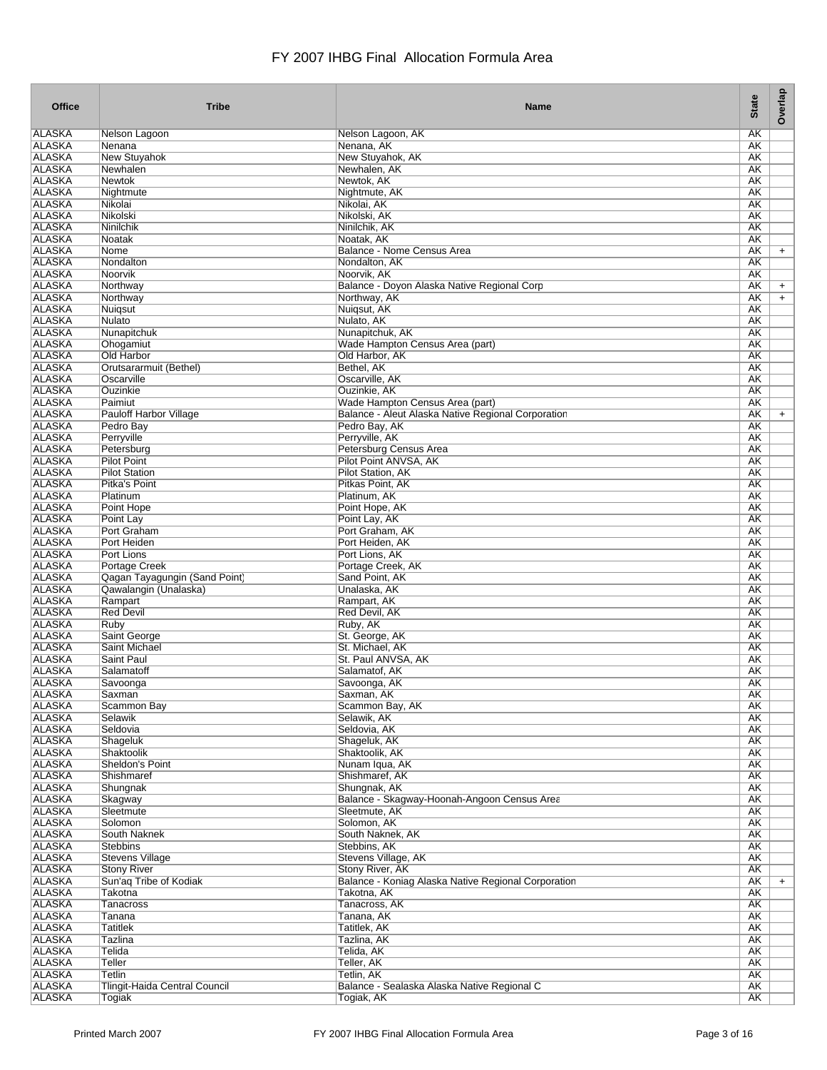# FY 2007 IHBG Final Allocation Formula Area

| Office | Tribe | Name | State | Overlap |
|---|---|---|---|---|
| ALASKA | Nelson Lagoon | Nelson Lagoon, AK | AK | |
| ALASKA | Nenana | Nenana, AK | AK | |
| ALASKA | New Stuyahok | New Stuyahok, AK | AK | |
| ALASKA | Newhalen | Newhalen, AK | AK | |
| ALASKA | Newtok | Newtok, AK | AK | |
| ALASKA | Nightmute | Nightmute, AK | AK | |
| ALASKA | Nikolai | Nikolai, AK | AK | |
| ALASKA | Nikolski | Nikolski, AK | AK | |
| ALASKA | Ninilchik | Ninilchik, AK | AK | |
| ALASKA | Noatak | Noatak, AK | AK | |
| ALASKA | Nome | Balance - Nome Census Area | AK | + |
| ALASKA | Nondalton | Nondalton, AK | AK | |
| ALASKA | Noorvik | Noorvik, AK | AK | |
| ALASKA | Northway | Balance - Doyon Alaska Native Regional Corp | AK | + |
| ALASKA | Northway | Northway, AK | AK | + |
| ALASKA | Nuiqsut | Nuiqsut, AK | AK | |
| ALASKA | Nulato | Nulato, AK | AK | |
| ALASKA | Nunapitchuk | Nunapitchuk, AK | AK | |
| ALASKA | Ohogamiut | Wade Hampton Census Area (part) | AK | |
| ALASKA | Old Harbor | Old Harbor, AK | AK | |
| ALASKA | Orutsararmuit (Bethel) | Bethel, AK | AK | |
| ALASKA | Oscarville | Oscarville, AK | AK | |
| ALASKA | Ouzinkie | Ouzinkie, AK | AK | |
| ALASKA | Paimiut | Wade Hampton Census Area (part) | AK | |
| ALASKA | Pauloff Harbor Village | Balance - Aleut Alaska Native Regional Corporation | AK | + |
| ALASKA | Pedro Bay | Pedro Bay, AK | AK | |
| ALASKA | Perryville | Perryville, AK | AK | |
| ALASKA | Petersburg | Petersburg Census Area | AK | |
| ALASKA | Pilot Point | Pilot Point ANVSA, AK | AK | |
| ALASKA | Pilot Station | Pilot Station, AK | AK | |
| ALASKA | Pitka's Point | Pitkas Point, AK | AK | |
| ALASKA | Platinum | Platinum, AK | AK | |
| ALASKA | Point Hope | Point Hope, AK | AK | |
| ALASKA | Point Lay | Point Lay, AK | AK | |
| ALASKA | Port Graham | Port Graham, AK | AK | |
| ALASKA | Port Heiden | Port Heiden, AK | AK | |
| ALASKA | Port Lions | Port Lions, AK | AK | |
| ALASKA | Portage Creek | Portage Creek, AK | AK | |
| ALASKA | Qagan Tayagungin (Sand Point) | Sand Point, AK | AK | |
| ALASKA | Qawalangin (Unalaska) | Unalaska, AK | AK | |
| ALASKA | Rampart | Rampart, AK | AK | |
| ALASKA | Red Devil | Red Devil, AK | AK | |
| ALASKA | Ruby | Ruby, AK | AK | |
| ALASKA | Saint George | St. George, AK | AK | |
| ALASKA | Saint Michael | St. Michael, AK | AK | |
| ALASKA | Saint Paul | St. Paul ANVSA, AK | AK | |
| ALASKA | Salamatoff | Salamatof, AK | AK | |
| ALASKA | Savoonga | Savoonga, AK | AK | |
| ALASKA | Saxman | Saxman, AK | AK | |
| ALASKA | Scammon Bay | Scammon Bay, AK | AK | |
| ALASKA | Selawik | Selawik, AK | AK | |
| ALASKA | Seldovia | Seldovia, AK | AK | |
| ALASKA | Shageluk | Shageluk, AK | AK | |
| ALASKA | Shaktoolik | Shaktoolik, AK | AK | |
| ALASKA | Sheldon's Point | Nunam Iqua, AK | AK | |
| ALASKA | Shishmaref | Shishmaref, AK | AK | |
| ALASKA | Shungnak | Shungnak, AK | AK | |
| ALASKA | Skagway | Balance - Skagway-Hoonah-Angoon Census Area | AK | |
| ALASKA | Sleetmute | Sleetmute, AK | AK | |
| ALASKA | Solomon | Solomon, AK | AK | |
| ALASKA | South Naknek | South Naknek, AK | AK | |
| ALASKA | Stebbins | Stebbins, AK | AK | |
| ALASKA | Stevens Village | Stevens Village, AK | AK | |
| ALASKA | Stony River | Stony River, AK | AK | |
| ALASKA | Sun'aq Tribe of Kodiak | Balance - Koniag Alaska Native Regional Corporation | AK | + |
| ALASKA | Takotna | Takotna, AK | AK | |
| ALASKA | Tanacross | Tanacross, AK | AK | |
| ALASKA | Tanana | Tanana, AK | AK | |
| ALASKA | Tatitlek | Tatitlek, AK | AK | |
| ALASKA | Tazlina | Tazlina, AK | AK | |
| ALASKA | Telida | Telida, AK | AK | |
| ALASKA | Teller | Teller, AK | AK | |
| ALASKA | Tetlin | Tetlin, AK | AK | |
| ALASKA | Tlingit-Haida Central Council | Balance - Sealaska Alaska Native Regional C | AK | |
| ALASKA | Togiak | Togiak, AK | AK | |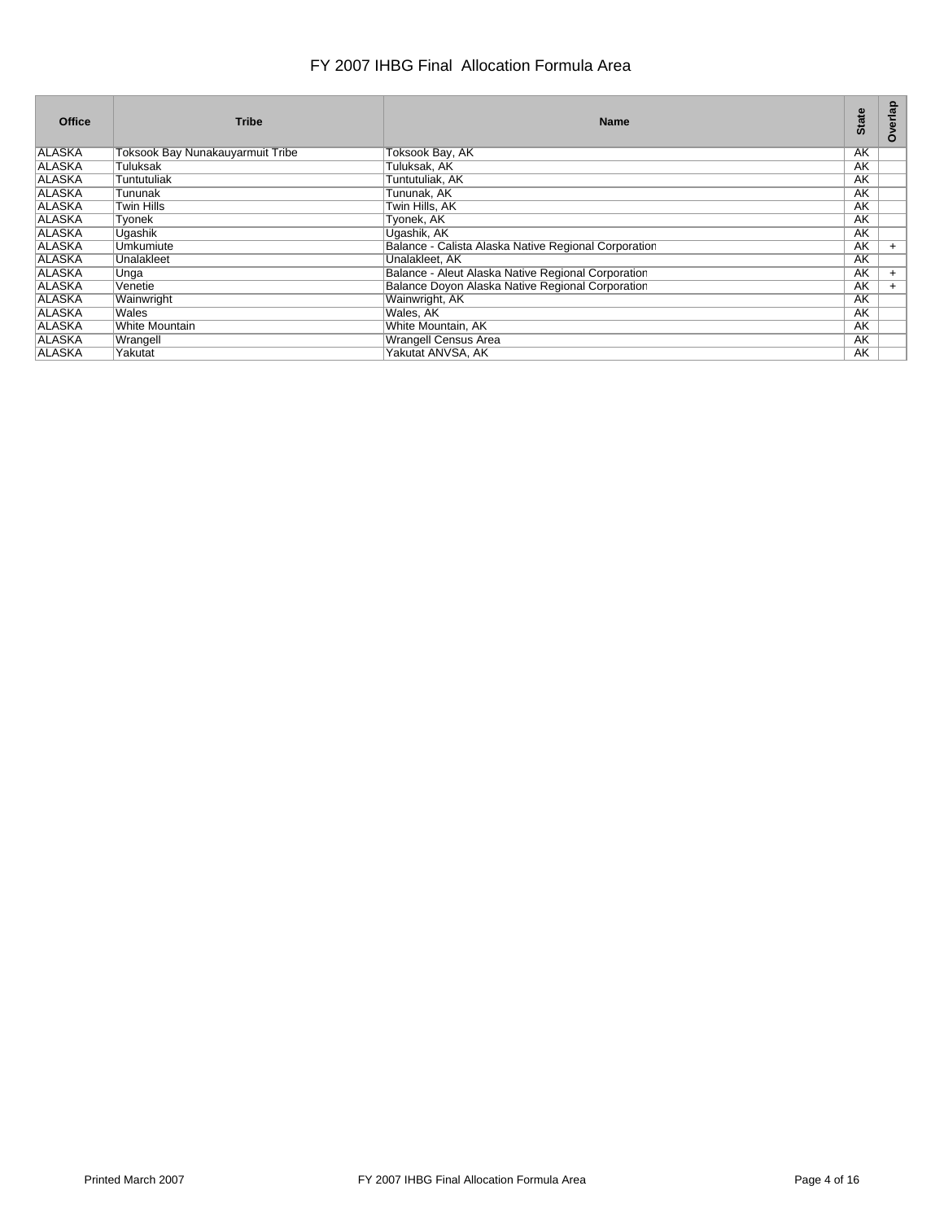# FY 2007 IHBG Final Allocation Formula Area

| Office | Tribe | Name | State | Overlap |
|---|---|---|---|---|
| ALASKA | Toksook Bay Nunakauyarmuit Tribe | Toksook Bay, AK | AK | |
| ALASKA | Tuluksak | Tuluksak, AK | AK | |
| ALASKA | Tuntutuliak | Tuntutuliak, AK | AK | |
| ALASKA | Tununak | Tununak, AK | AK | |
| ALASKA | Twin Hills | Twin Hills, AK | AK | |
| ALASKA | Tyonek | Tyonek, AK | AK | |
| ALASKA | Ugashik | Ugashik, AK | AK | |
| ALASKA | Umkumiute | Balance - Calista Alaska Native Regional Corporation | AK | + |
| ALASKA | Unalakleet | Unalakleet, AK | AK | |
| ALASKA | Unga | Balance - Aleut Alaska Native Regional Corporation | AK | + |
| ALASKA | Venetie | Balance Doyon Alaska Native Regional Corporation | AK | + |
| ALASKA | Wainwright | Wainwright, AK | AK | |
| ALASKA | Wales | Wales, AK | AK | |
| ALASKA | White Mountain | White Mountain, AK | AK | |
| ALASKA | Wrangell | Wrangell Census Area | AK | |
| ALASKA | Yakutat | Yakutat ANVSA, AK | AK | |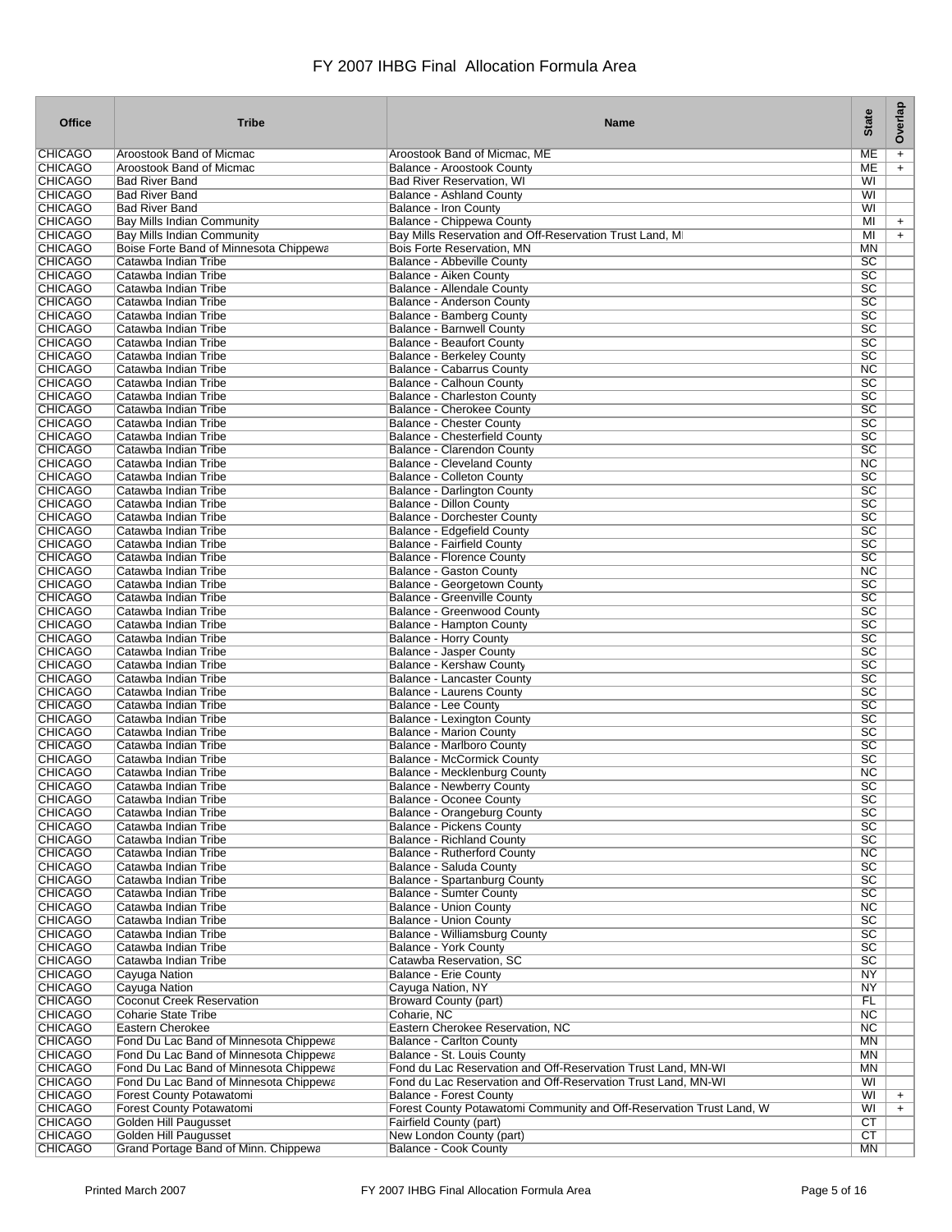# FY 2007 IHBG Final Allocation Formula Area

| Office | Tribe | Name | State | Overlap |
|---|---|---|---|---|
| CHICAGO | Aroostook Band of Micmac | Aroostook Band of Micmac, ME | ME | + |
| CHICAGO | Aroostook Band of Micmac | Balance - Aroostook County | ME | + |
| CHICAGO | Bad River Band | Bad River Reservation, WI | WI | |
| CHICAGO | Bad River Band | Balance - Ashland County | WI | |
| CHICAGO | Bad River Band | Balance - Iron County | WI | |
| CHICAGO | Bay Mills Indian Community | Balance - Chippewa County | MI | + |
| CHICAGO | Bay Mills Indian Community | Bay Mills Reservation and Off-Reservation Trust Land, MI | MI | + |
| CHICAGO | Boise Forte Band of Minnesota Chippewa | Bois Forte Reservation, MN | MN | |
| CHICAGO | Catawba Indian Tribe | Balance - Abbeville County | SC | |
| CHICAGO | Catawba Indian Tribe | Balance - Aiken County | SC | |
| CHICAGO | Catawba Indian Tribe | Balance - Allendale County | SC | |
| CHICAGO | Catawba Indian Tribe | Balance - Anderson County | SC | |
| CHICAGO | Catawba Indian Tribe | Balance - Bamberg County | SC | |
| CHICAGO | Catawba Indian Tribe | Balance - Barnwell County | SC | |
| CHICAGO | Catawba Indian Tribe | Balance - Beaufort County | SC | |
| CHICAGO | Catawba Indian Tribe | Balance - Berkeley County | SC | |
| CHICAGO | Catawba Indian Tribe | Balance - Cabarrus County | NC | |
| CHICAGO | Catawba Indian Tribe | Balance - Calhoun County | SC | |
| CHICAGO | Catawba Indian Tribe | Balance - Charleston County | SC | |
| CHICAGO | Catawba Indian Tribe | Balance - Cherokee County | SC | |
| CHICAGO | Catawba Indian Tribe | Balance - Chester County | SC | |
| CHICAGO | Catawba Indian Tribe | Balance - Chesterfield County | SC | |
| CHICAGO | Catawba Indian Tribe | Balance - Clarendon County | SC | |
| CHICAGO | Catawba Indian Tribe | Balance - Cleveland County | NC | |
| CHICAGO | Catawba Indian Tribe | Balance - Colleton County | SC | |
| CHICAGO | Catawba Indian Tribe | Balance - Darlington County | SC | |
| CHICAGO | Catawba Indian Tribe | Balance - Dillon County | SC | |
| CHICAGO | Catawba Indian Tribe | Balance - Dorchester County | SC | |
| CHICAGO | Catawba Indian Tribe | Balance - Edgefield County | SC | |
| CHICAGO | Catawba Indian Tribe | Balance - Fairfield County | SC | |
| CHICAGO | Catawba Indian Tribe | Balance - Florence County | SC | |
| CHICAGO | Catawba Indian Tribe | Balance - Gaston County | NC | |
| CHICAGO | Catawba Indian Tribe | Balance - Georgetown County | SC | |
| CHICAGO | Catawba Indian Tribe | Balance - Greenville County | SC | |
| CHICAGO | Catawba Indian Tribe | Balance - Greenwood County | SC | |
| CHICAGO | Catawba Indian Tribe | Balance - Hampton County | SC | |
| CHICAGO | Catawba Indian Tribe | Balance - Horry County | SC | |
| CHICAGO | Catawba Indian Tribe | Balance - Jasper County | SC | |
| CHICAGO | Catawba Indian Tribe | Balance - Kershaw County | SC | |
| CHICAGO | Catawba Indian Tribe | Balance - Lancaster County | SC | |
| CHICAGO | Catawba Indian Tribe | Balance - Laurens County | SC | |
| CHICAGO | Catawba Indian Tribe | Balance - Lee County | SC | |
| CHICAGO | Catawba Indian Tribe | Balance - Lexington County | SC | |
| CHICAGO | Catawba Indian Tribe | Balance - Marion County | SC | |
| CHICAGO | Catawba Indian Tribe | Balance - Marlboro County | SC | |
| CHICAGO | Catawba Indian Tribe | Balance - McCormick County | SC | |
| CHICAGO | Catawba Indian Tribe | Balance - Mecklenburg County | NC | |
| CHICAGO | Catawba Indian Tribe | Balance - Newberry County | SC | |
| CHICAGO | Catawba Indian Tribe | Balance - Oconee County | SC | |
| CHICAGO | Catawba Indian Tribe | Balance - Orangeburg County | SC | |
| CHICAGO | Catawba Indian Tribe | Balance - Pickens County | SC | |
| CHICAGO | Catawba Indian Tribe | Balance - Richland County | SC | |
| CHICAGO | Catawba Indian Tribe | Balance - Rutherford County | NC | |
| CHICAGO | Catawba Indian Tribe | Balance - Saluda County | SC | |
| CHICAGO | Catawba Indian Tribe | Balance - Spartanburg County | SC | |
| CHICAGO | Catawba Indian Tribe | Balance - Sumter County | SC | |
| CHICAGO | Catawba Indian Tribe | Balance - Union County | NC | |
| CHICAGO | Catawba Indian Tribe | Balance - Union County | SC | |
| CHICAGO | Catawba Indian Tribe | Balance - Williamsburg County | SC | |
| CHICAGO | Catawba Indian Tribe | Balance - York County | SC | |
| CHICAGO | Catawba Indian Tribe | Catawba Reservation, SC | SC | |
| CHICAGO | Cayuga Nation | Balance - Erie County | NY | |
| CHICAGO | Cayuga Nation | Cayuga Nation, NY | NY | |
| CHICAGO | Coconut Creek Reservation | Broward County (part) | FL | |
| CHICAGO | Coharie State Tribe | Coharie, NC | NC | |
| CHICAGO | Eastern Cherokee | Eastern Cherokee Reservation, NC | NC | |
| CHICAGO | Fond Du Lac Band of Minnesota Chippewa | Balance - Carlton County | MN | |
| CHICAGO | Fond Du Lac Band of Minnesota Chippewa | Balance - St. Louis County | MN | |
| CHICAGO | Fond Du Lac Band of Minnesota Chippewa | Fond du Lac Reservation and Off-Reservation Trust Land, MN-WI | MN | |
| CHICAGO | Fond Du Lac Band of Minnesota Chippewa | Fond du Lac Reservation and Off-Reservation Trust Land, MN-WI | WI | |
| CHICAGO | Forest County Potawatomi | Balance - Forest County | WI | + |
| CHICAGO | Forest County Potawatomi | Forest County Potawatomi Community and Off-Reservation Trust Land, W | WI | + |
| CHICAGO | Golden Hill Paugusset | Fairfield County (part) | CT | |
| CHICAGO | Golden Hill Paugusset | New London County (part) | CT | |
| CHICAGO | Grand Portage Band of Minn. Chippewa | Balance - Cook County | MN | |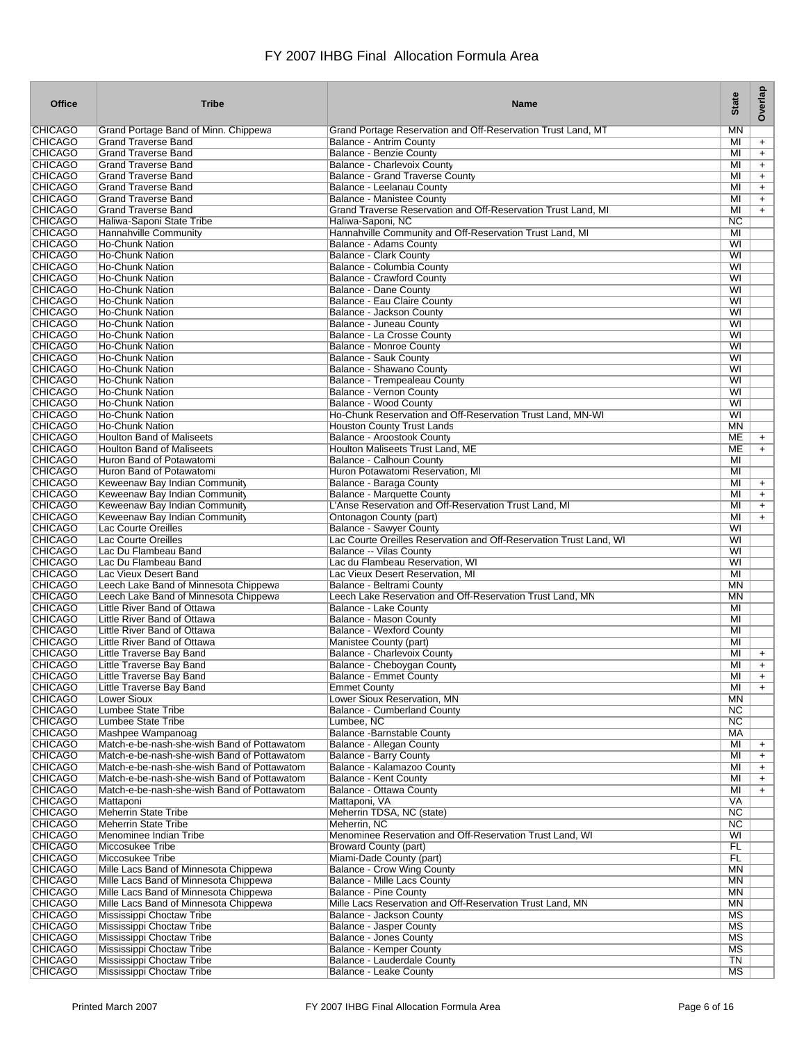# FY 2007 IHBG Final Allocation Formula Area

| Office | Tribe | Name | State | Overlap |
|---|---|---|---|---|
| CHICAGO | Grand Portage Band of Minn. Chippewa | Grand Portage Reservation and Off-Reservation Trust Land, MT | MN | |
| CHICAGO | Grand Traverse Band | Balance - Antrim County | MI | + |
| CHICAGO | Grand Traverse Band | Balance - Benzie County | MI | + |
| CHICAGO | Grand Traverse Band | Balance - Charlevoix County | MI | + |
| CHICAGO | Grand Traverse Band | Balance - Grand Traverse County | MI | + |
| CHICAGO | Grand Traverse Band | Balance - Leelanau County | MI | + |
| CHICAGO | Grand Traverse Band | Balance - Manistee County | MI | + |
| CHICAGO | Grand Traverse Band | Grand Traverse Reservation and Off-Reservation Trust Land, MI | MI | + |
| CHICAGO | Haliwa-Saponi State Tribe | Haliwa-Saponi, NC | NC | |
| CHICAGO | Hannahville Community | Hannahville Community and Off-Reservation Trust Land, MI | MI | |
| CHICAGO | Ho-Chunk Nation | Balance - Adams County | WI | |
| CHICAGO | Ho-Chunk Nation | Balance - Clark County | WI | |
| CHICAGO | Ho-Chunk Nation | Balance - Columbia County | WI | |
| CHICAGO | Ho-Chunk Nation | Balance - Crawford County | WI | |
| CHICAGO | Ho-Chunk Nation | Balance - Dane County | WI | |
| CHICAGO | Ho-Chunk Nation | Balance - Eau Claire County | WI | |
| CHICAGO | Ho-Chunk Nation | Balance - Jackson County | WI | |
| CHICAGO | Ho-Chunk Nation | Balance - Juneau County | WI | |
| CHICAGO | Ho-Chunk Nation | Balance - La Crosse County | WI | |
| CHICAGO | Ho-Chunk Nation | Balance - Monroe County | WI | |
| CHICAGO | Ho-Chunk Nation | Balance - Sauk County | WI | |
| CHICAGO | Ho-Chunk Nation | Balance - Shawano County | WI | |
| CHICAGO | Ho-Chunk Nation | Balance - Trempealeau County | WI | |
| CHICAGO | Ho-Chunk Nation | Balance - Vernon County | WI | |
| CHICAGO | Ho-Chunk Nation | Balance - Wood County | WI | |
| CHICAGO | Ho-Chunk Nation | Ho-Chunk Reservation and Off-Reservation Trust Land, MN-WI | WI | |
| CHICAGO | Ho-Chunk Nation | Houston County Trust Lands | MN | |
| CHICAGO | Houlton Band of Maliseets | Balance - Aroostook County | ME | + |
| CHICAGO | Houlton Band of Maliseets | Houlton Maliseets Trust Land, ME | ME | + |
| CHICAGO | Huron Band of Potawatomi | Balance - Calhoun County | MI | |
| CHICAGO | Huron Band of Potawatomi | Huron Potawatomi Reservation, MI | MI | |
| CHICAGO | Keweenaw Bay Indian Community | Balance - Baraga County | MI | + |
| CHICAGO | Keweenaw Bay Indian Community | Balance - Marquette County | MI | + |
| CHICAGO | Keweenaw Bay Indian Community | L'Anse Reservation and Off-Reservation Trust Land, MI | MI | + |
| CHICAGO | Keweenaw Bay Indian Community | Ontonagon County (part) | MI | + |
| CHICAGO | Lac Courte Oreilles | Balance - Sawyer County | WI | |
| CHICAGO | Lac Courte Oreilles | Lac Courte Oreilles Reservation and Off-Reservation Trust Land, WI | WI | |
| CHICAGO | Lac Du Flambeau Band | Balance -- Vilas County | WI | |
| CHICAGO | Lac Du Flambeau Band | Lac du Flambeau Reservation, WI | WI | |
| CHICAGO | Lac Vieux Desert Band | Lac Vieux Desert Reservation, MI | MI | |
| CHICAGO | Leech Lake Band of Minnesota Chippewa | Balance - Beltrami County | MN | |
| CHICAGO | Leech Lake Band of Minnesota Chippewa | Leech Lake Reservation and Off-Reservation Trust Land, MN | MN | |
| CHICAGO | Little River Band of Ottawa | Balance - Lake County | MI | |
| CHICAGO | Little River Band of Ottawa | Balance - Mason County | MI | |
| CHICAGO | Little River Band of Ottawa | Balance - Wexford County | MI | |
| CHICAGO | Little River Band of Ottawa | Manistee County (part) | MI | |
| CHICAGO | Little Traverse Bay Band | Balance - Charlevoix County | MI | + |
| CHICAGO | Little Traverse Bay Band | Balance - Cheboygan County | MI | + |
| CHICAGO | Little Traverse Bay Band | Balance - Emmet County | MI | + |
| CHICAGO | Little Traverse Bay Band | Emmet County | MI | + |
| CHICAGO | Lower Sioux | Lower Sioux Reservation, MN | MN | |
| CHICAGO | Lumbee State Tribe | Balance - Cumberland County | NC | |
| CHICAGO | Lumbee State Tribe | Lumbee, NC | NC | |
| CHICAGO | Mashpee Wampanoag | Balance -Barnstable County | MA | |
| CHICAGO | Match-e-be-nash-she-wish Band of Pottawatom | Balance - Allegan County | MI | + |
| CHICAGO | Match-e-be-nash-she-wish Band of Pottawatom | Balance - Barry County | MI | + |
| CHICAGO | Match-e-be-nash-she-wish Band of Pottawatom | Balance - Kalamazoo County | MI | + |
| CHICAGO | Match-e-be-nash-she-wish Band of Pottawatom | Balance - Kent County | MI | + |
| CHICAGO | Match-e-be-nash-she-wish Band of Pottawatom | Balance - Ottawa County | MI | + |
| CHICAGO | Mattaponi | Mattaponi, VA | VA | |
| CHICAGO | Meherrin State Tribe | Meherrin TDSA, NC (state) | NC | |
| CHICAGO | Meherrin State Tribe | Meherrin, NC | NC | |
| CHICAGO | Menominee Indian Tribe | Menominee Reservation and Off-Reservation Trust Land, WI | WI | |
| CHICAGO | Miccosukee Tribe | Broward County (part) | FL | |
| CHICAGO | Miccosukee Tribe | Miami-Dade County (part) | FL | |
| CHICAGO | Mille Lacs Band of Minnesota Chippewa | Balance - Crow Wing County | MN | |
| CHICAGO | Mille Lacs Band of Minnesota Chippewa | Balance - Mille Lacs County | MN | |
| CHICAGO | Mille Lacs Band of Minnesota Chippewa | Balance - Pine County | MN | |
| CHICAGO | Mille Lacs Band of Minnesota Chippewa | Mille Lacs Reservation and Off-Reservation Trust Land, MN | MN | |
| CHICAGO | Mississippi Choctaw Tribe | Balance - Jackson County | MS | |
| CHICAGO | Mississippi Choctaw Tribe | Balance - Jasper County | MS | |
| CHICAGO | Mississippi Choctaw Tribe | Balance - Jones County | MS | |
| CHICAGO | Mississippi Choctaw Tribe | Balance - Kemper County | MS | |
| CHICAGO | Mississippi Choctaw Tribe | Balance - Lauderdale County | TN | |
| CHICAGO | Mississippi Choctaw Tribe | Balance - Leake County | MS | |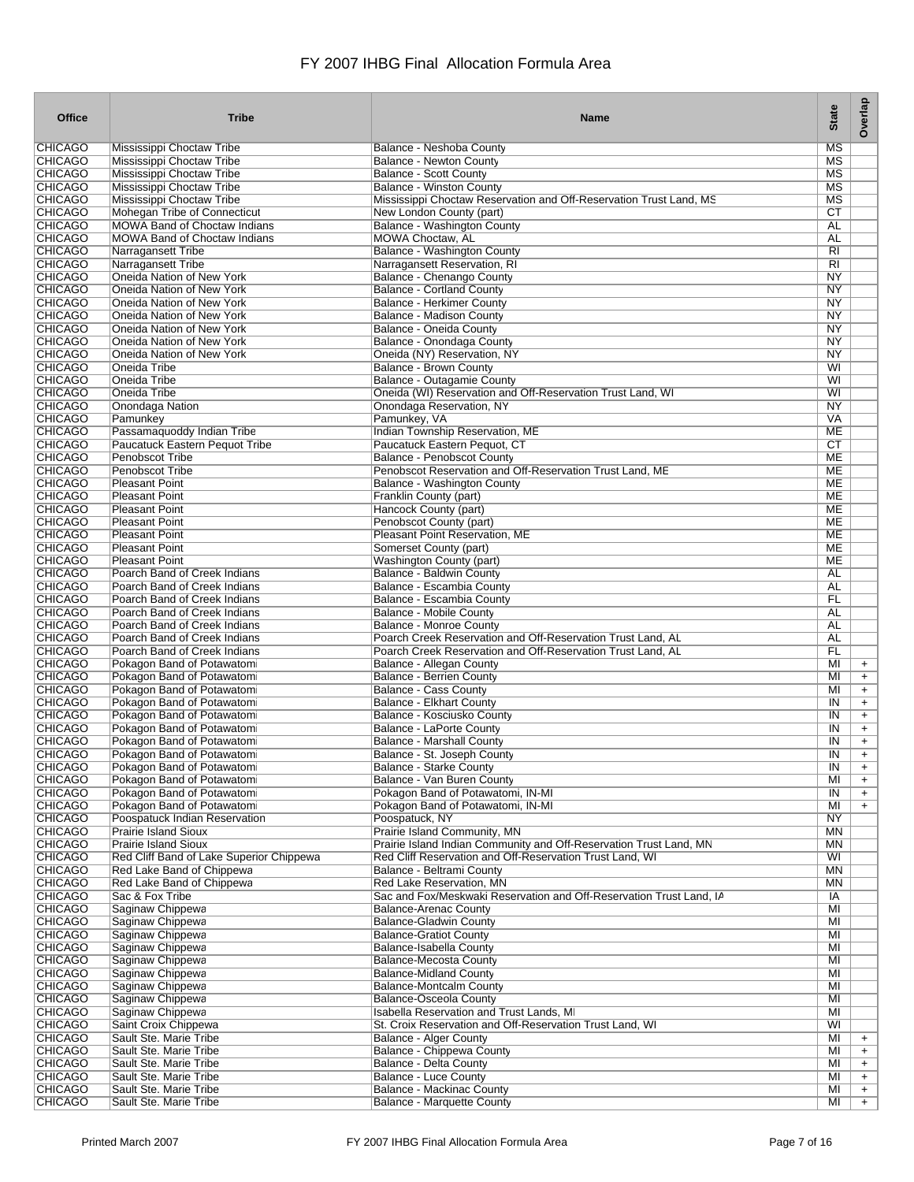# FY 2007 IHBG Final Allocation Formula Area

| Office | Tribe | Name | State | Overlap |
|---|---|---|---|---|
| CHICAGO | Mississippi Choctaw Tribe | Balance - Neshoba County | MS | |
| CHICAGO | Mississippi Choctaw Tribe | Balance - Newton County | MS | |
| CHICAGO | Mississippi Choctaw Tribe | Balance - Scott County | MS | |
| CHICAGO | Mississippi Choctaw Tribe | Balance - Winston County | MS | |
| CHICAGO | Mississippi Choctaw Tribe | Mississippi Choctaw Reservation and Off-Reservation Trust Land, MS | MS | |
| CHICAGO | Mohegan Tribe of Connecticut | New London County (part) | CT | |
| CHICAGO | MOWA Band of Choctaw Indians | Balance - Washington County | AL | |
| CHICAGO | MOWA Band of Choctaw Indians | MOWA Choctaw, AL | AL | |
| CHICAGO | Narragansett Tribe | Balance - Washington County | RI | |
| CHICAGO | Narragansett Tribe | Narragansett Reservation, RI | RI | |
| CHICAGO | Oneida Nation of New York | Balance - Chenango County | NY | |
| CHICAGO | Oneida Nation of New York | Balance - Cortland County | NY | |
| CHICAGO | Oneida Nation of New York | Balance - Herkimer County | NY | |
| CHICAGO | Oneida Nation of New York | Balance - Madison County | NY | |
| CHICAGO | Oneida Nation of New York | Balance - Oneida County | NY | |
| CHICAGO | Oneida Nation of New York | Balance - Onondaga County | NY | |
| CHICAGO | Oneida Nation of New York | Oneida (NY) Reservation, NY | NY | |
| CHICAGO | Oneida Tribe | Balance - Brown County | WI | |
| CHICAGO | Oneida Tribe | Balance - Outagamie County | WI | |
| CHICAGO | Oneida Tribe | Oneida (WI) Reservation and Off-Reservation Trust Land, WI | WI | |
| CHICAGO | Onondaga Nation | Onondaga Reservation, NY | NY | |
| CHICAGO | Pamunkey | Pamunkey, VA | VA | |
| CHICAGO | Passamaquoddy Indian Tribe | Indian Township Reservation, ME | ME | |
| CHICAGO | Paucatuck Eastern Pequot Tribe | Paucatuck Eastern Pequot, CT | CT | |
| CHICAGO | Penobscot Tribe | Balance - Penobscot County | ME | |
| CHICAGO | Penobscot Tribe | Penobscot Reservation and Off-Reservation Trust Land, ME | ME | |
| CHICAGO | Pleasant Point | Balance - Washington County | ME | |
| CHICAGO | Pleasant Point | Franklin County (part) | ME | |
| CHICAGO | Pleasant Point | Hancock County (part) | ME | |
| CHICAGO | Pleasant Point | Penobscot County (part) | ME | |
| CHICAGO | Pleasant Point | Pleasant Point Reservation, ME | ME | |
| CHICAGO | Pleasant Point | Somerset County (part) | ME | |
| CHICAGO | Pleasant Point | Washington County (part) | ME | |
| CHICAGO | Poarch Band of Creek Indians | Balance - Baldwin County | AL | |
| CHICAGO | Poarch Band of Creek Indians | Balance - Escambia County | AL | |
| CHICAGO | Poarch Band of Creek Indians | Balance - Escambia County | FL | |
| CHICAGO | Poarch Band of Creek Indians | Balance - Mobile County | AL | |
| CHICAGO | Poarch Band of Creek Indians | Balance - Monroe County | AL | |
| CHICAGO | Poarch Band of Creek Indians | Poarch Creek Reservation and Off-Reservation Trust Land, AL | AL | |
| CHICAGO | Poarch Band of Creek Indians | Poarch Creek Reservation and Off-Reservation Trust Land, AL | FL | |
| CHICAGO | Pokagon Band of Potawatomi | Balance - Allegan County | MI | + |
| CHICAGO | Pokagon Band of Potawatomi | Balance - Berrien County | MI | + |
| CHICAGO | Pokagon Band of Potawatomi | Balance - Cass County | MI | + |
| CHICAGO | Pokagon Band of Potawatomi | Balance - Elkhart County | IN | + |
| CHICAGO | Pokagon Band of Potawatomi | Balance - Kosciusko County | IN | + |
| CHICAGO | Pokagon Band of Potawatomi | Balance - LaPorte County | IN | + |
| CHICAGO | Pokagon Band of Potawatomi | Balance - Marshall County | IN | + |
| CHICAGO | Pokagon Band of Potawatomi | Balance - St. Joseph County | IN | + |
| CHICAGO | Pokagon Band of Potawatomi | Balance - Starke County | IN | + |
| CHICAGO | Pokagon Band of Potawatomi | Balance - Van Buren County | MI | + |
| CHICAGO | Pokagon Band of Potawatomi | Pokagon Band of Potawatomi, IN-MI | IN | + |
| CHICAGO | Pokagon Band of Potawatomi | Pokagon Band of Potawatomi, IN-MI | MI | + |
| CHICAGO | Poospatuck Indian Reservation | Poospatuck, NY | NY | |
| CHICAGO | Prairie Island Sioux | Prairie Island Community, MN | MN | |
| CHICAGO | Prairie Island Sioux | Prairie Island Indian Community and Off-Reservation Trust Land, MN | MN | |
| CHICAGO | Red Cliff Band of Lake Superior Chippewa | Red Cliff Reservation and Off-Reservation Trust Land, WI | WI | |
| CHICAGO | Red Lake Band of Chippewa | Balance - Beltrami County | MN | |
| CHICAGO | Red Lake Band of Chippewa | Red Lake Reservation, MN | MN | |
| CHICAGO | Sac & Fox Tribe | Sac and Fox/Meskwaki Reservation and Off-Reservation Trust Land, IA | IA | |
| CHICAGO | Saginaw Chippewa | Balance-Arenac County | MI | |
| CHICAGO | Saginaw Chippewa | Balance-Gladwin County | MI | |
| CHICAGO | Saginaw Chippewa | Balance-Gratiot County | MI | |
| CHICAGO | Saginaw Chippewa | Balance-Isabella County | MI | |
| CHICAGO | Saginaw Chippewa | Balance-Mecosta County | MI | |
| CHICAGO | Saginaw Chippewa | Balance-Midland County | MI | |
| CHICAGO | Saginaw Chippewa | Balance-Montcalm County | MI | |
| CHICAGO | Saginaw Chippewa | Balance-Osceola County | MI | |
| CHICAGO | Saginaw Chippewa | Isabella Reservation and Trust Lands, MI | MI | |
| CHICAGO | Saint Croix Chippewa | St. Croix Reservation and Off-Reservation Trust Land, WI | WI | |
| CHICAGO | Sault Ste. Marie Tribe | Balance - Alger County | MI | + |
| CHICAGO | Sault Ste. Marie Tribe | Balance - Chippewa County | MI | + |
| CHICAGO | Sault Ste. Marie Tribe | Balance - Delta County | MI | + |
| CHICAGO | Sault Ste. Marie Tribe | Balance - Luce County | MI | + |
| CHICAGO | Sault Ste. Marie Tribe | Balance - Mackinac County | MI | + |
| CHICAGO | Sault Ste. Marie Tribe | Balance - Marquette County | MI | + |

Printed March 2007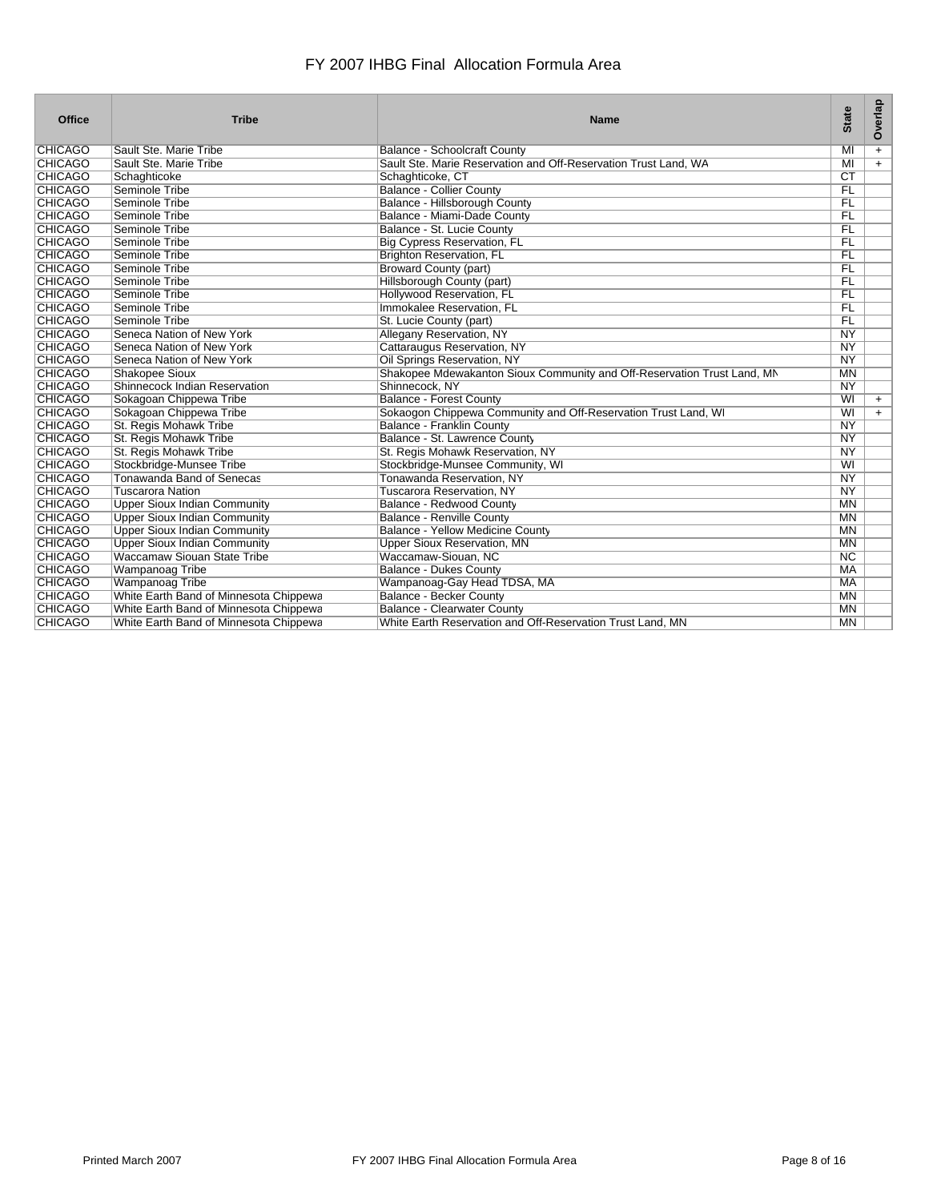# FY 2007 IHBG Final Allocation Formula Area

| Office | Tribe | Name | State | Overlap |
|---|---|---|---|---|
| CHICAGO | Sault Ste. Marie Tribe | Balance - Schoolcraft County | MI | + |
| CHICAGO | Sault Ste. Marie Tribe | Sault Ste. Marie Reservation and Off-Reservation Trust Land, WA | MI | + |
| CHICAGO | Schaghticoke | Schaghticoke, CT | CT | |
| CHICAGO | Seminole Tribe | Balance - Collier County | FL | |
| CHICAGO | Seminole Tribe | Balance - Hillsborough County | FL | |
| CHICAGO | Seminole Tribe | Balance - Miami-Dade County | FL | |
| CHICAGO | Seminole Tribe | Balance - St. Lucie County | FL | |
| CHICAGO | Seminole Tribe | Big Cypress Reservation, FL | FL | |
| CHICAGO | Seminole Tribe | Brighton Reservation, FL | FL | |
| CHICAGO | Seminole Tribe | Broward County (part) | FL | |
| CHICAGO | Seminole Tribe | Hillsborough County (part) | FL | |
| CHICAGO | Seminole Tribe | Hollywood Reservation, FL | FL | |
| CHICAGO | Seminole Tribe | Immokalee Reservation, FL | FL | |
| CHICAGO | Seminole Tribe | St. Lucie County (part) | FL | |
| CHICAGO | Seneca Nation of New York | Allegany Reservation, NY | NY | |
| CHICAGO | Seneca Nation of New York | Cattaraugus Reservation, NY | NY | |
| CHICAGO | Seneca Nation of New York | Oil Springs Reservation, NY | NY | |
| CHICAGO | Shakopee Sioux | Shakopee Mdewakanton Sioux Community and Off-Reservation Trust Land, MN | MN | |
| CHICAGO | Shinnecock Indian Reservation | Shinnecock, NY | NY | |
| CHICAGO | Sokagoan Chippewa Tribe | Balance - Forest County | WI | + |
| CHICAGO | Sokagoan Chippewa Tribe | Sokaogon Chippewa Community and Off-Reservation Trust Land, WI | WI | + |
| CHICAGO | St. Regis Mohawk Tribe | Balance - Franklin County | NY | |
| CHICAGO | St. Regis Mohawk Tribe | Balance - St. Lawrence County | NY | |
| CHICAGO | St. Regis Mohawk Tribe | St. Regis Mohawk Reservation, NY | NY | |
| CHICAGO | Stockbridge-Munsee Tribe | Stockbridge-Munsee Community, WI | WI | |
| CHICAGO | Tonawanda Band of Senecas | Tonawanda Reservation, NY | NY | |
| CHICAGO | Tuscarora Nation | Tuscarora Reservation, NY | NY | |
| CHICAGO | Upper Sioux Indian Community | Balance - Redwood County | MN | |
| CHICAGO | Upper Sioux Indian Community | Balance - Renville County | MN | |
| CHICAGO | Upper Sioux Indian Community | Balance - Yellow Medicine County | MN | |
| CHICAGO | Upper Sioux Indian Community | Upper Sioux Reservation, MN | MN | |
| CHICAGO | Waccamaw Siouan State Tribe | Waccamaw-Siouan, NC | NC | |
| CHICAGO | Wampanoag Tribe | Balance - Dukes County | MA | |
| CHICAGO | Wampanoag Tribe | Wampanoag-Gay Head TDSA, MA | MA | |
| CHICAGO | White Earth Band of Minnesota Chippewa | Balance - Becker County | MN | |
| CHICAGO | White Earth Band of Minnesota Chippewa | Balance - Clearwater County | MN | |
| CHICAGO | White Earth Band of Minnesota Chippewa | White Earth Reservation and Off-Reservation Trust Land, MN | MN | |

Printed March 2007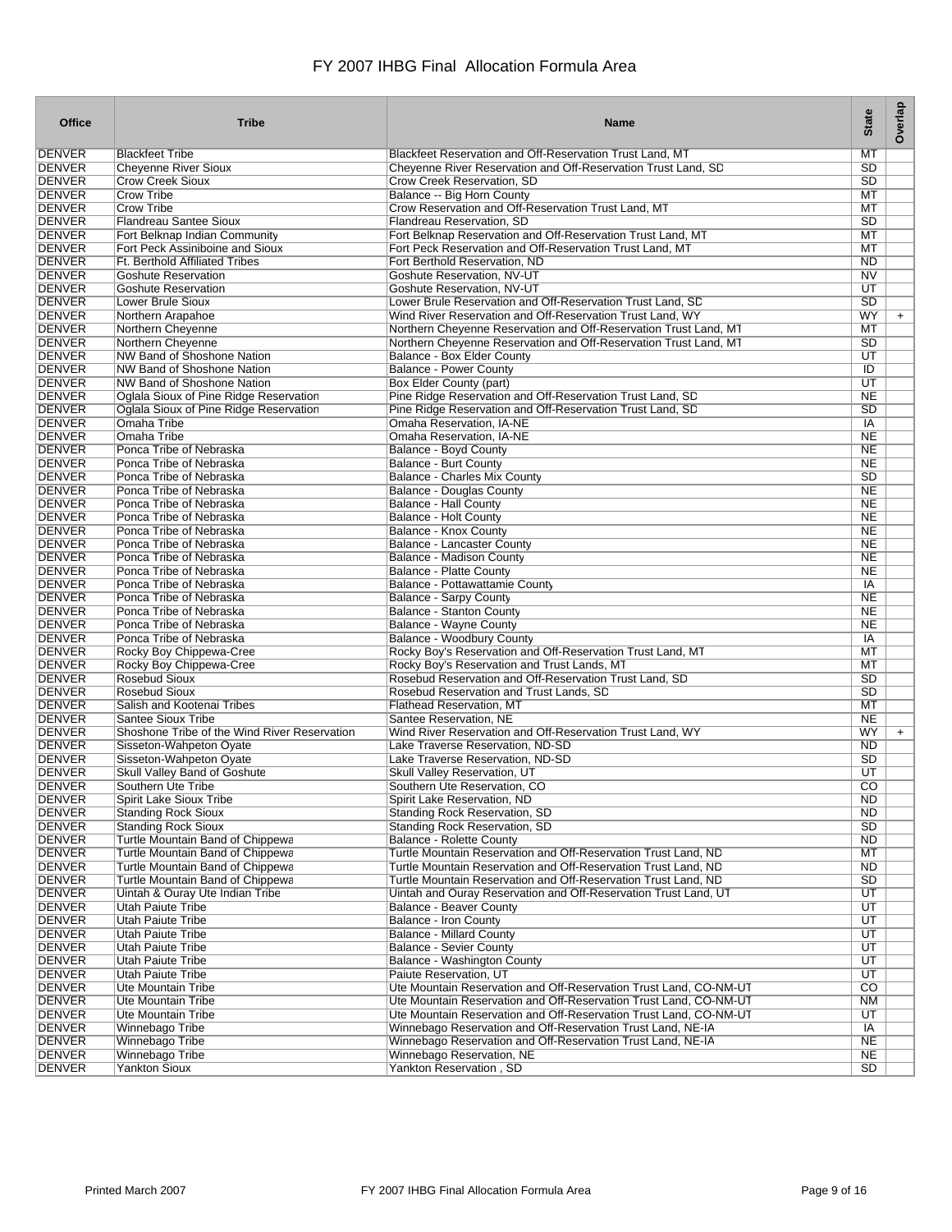# FY 2007 IHBG Final Allocation Formula Area

| Office | Tribe | Name | State | Overlap |
|---|---|---|---|---|
| DENVER | Blackfeet Tribe | Blackfeet Reservation and Off-Reservation Trust Land, MT | MT | |
| DENVER | Cheyenne River Sioux | Cheyenne River Reservation and Off-Reservation Trust Land, SD | SD | |
| DENVER | Crow Creek Sioux | Crow Creek Reservation, SD | SD | |
| DENVER | Crow Tribe | Balance -- Big Horn County | MT | |
| DENVER | Crow Tribe | Crow Reservation and Off-Reservation Trust Land, MT | MT | |
| DENVER | Flandreau Santee Sioux | Flandreau Reservation, SD | SD | |
| DENVER | Fort Belknap Indian Community | Fort Belknap Reservation and Off-Reservation Trust Land, MT | MT | |
| DENVER | Fort Peck Assiniboine and Sioux | Fort Peck Reservation and Off-Reservation Trust Land, MT | MT | |
| DENVER | Ft. Berthold Affiliated Tribes | Fort Berthold Reservation, ND | ND | |
| DENVER | Goshute Reservation | Goshute Reservation, NV-UT | NV | |
| DENVER | Goshute Reservation | Goshute Reservation, NV-UT | UT | |
| DENVER | Lower Brule Sioux | Lower Brule Reservation and Off-Reservation Trust Land, SD | SD | |
| DENVER | Northern Arapahoe | Wind River Reservation and Off-Reservation Trust Land, WY | WY | + |
| DENVER | Northern Cheyenne | Northern Cheyenne Reservation and Off-Reservation Trust Land, MT | MT | |
| DENVER | Northern Cheyenne | Northern Cheyenne Reservation and Off-Reservation Trust Land, MT | SD | |
| DENVER | NW Band of Shoshone Nation | Balance - Box Elder County | UT | |
| DENVER | NW Band of Shoshone Nation | Balance - Power County | ID | |
| DENVER | NW Band of Shoshone Nation | Box Elder County (part) | UT | |
| DENVER | Oglala Sioux of Pine Ridge Reservation | Pine Ridge Reservation and Off-Reservation Trust Land, SD | NE | |
| DENVER | Oglala Sioux of Pine Ridge Reservation | Pine Ridge Reservation and Off-Reservation Trust Land, SD | SD | |
| DENVER | Omaha Tribe | Omaha Reservation, IA-NE | IA | |
| DENVER | Omaha Tribe | Omaha Reservation, IA-NE | NE | |
| DENVER | Ponca Tribe of Nebraska | Balance - Boyd County | NE | |
| DENVER | Ponca Tribe of Nebraska | Balance - Burt County | NE | |
| DENVER | Ponca Tribe of Nebraska | Balance - Charles Mix County | SD | |
| DENVER | Ponca Tribe of Nebraska | Balance - Douglas County | NE | |
| DENVER | Ponca Tribe of Nebraska | Balance - Hall County | NE | |
| DENVER | Ponca Tribe of Nebraska | Balance - Holt County | NE | |
| DENVER | Ponca Tribe of Nebraska | Balance - Knox County | NE | |
| DENVER | Ponca Tribe of Nebraska | Balance - Lancaster County | NE | |
| DENVER | Ponca Tribe of Nebraska | Balance - Madison County | NE | |
| DENVER | Ponca Tribe of Nebraska | Balance - Platte County | NE | |
| DENVER | Ponca Tribe of Nebraska | Balance - Pottawattamie County | IA | |
| DENVER | Ponca Tribe of Nebraska | Balance - Sarpy County | NE | |
| DENVER | Ponca Tribe of Nebraska | Balance - Stanton County | NE | |
| DENVER | Ponca Tribe of Nebraska | Balance - Wayne County | NE | |
| DENVER | Ponca Tribe of Nebraska | Balance - Woodbury County | IA | |
| DENVER | Rocky Boy Chippewa-Cree | Rocky Boy's Reservation and Off-Reservation Trust Land, MT | MT | |
| DENVER | Rocky Boy Chippewa-Cree | Rocky Boy's Reservation and Trust Lands, MT | MT | |
| DENVER | Rosebud Sioux | Rosebud Reservation and Off-Reservation Trust Land, SD | SD | |
| DENVER | Rosebud Sioux | Rosebud Reservation and Trust Lands, SD | SD | |
| DENVER | Salish and Kootenai Tribes | Flathead Reservation, MT | MT | |
| DENVER | Santee Sioux Tribe | Santee Reservation, NE | NE | |
| DENVER | Shoshone Tribe of the Wind River Reservation | Wind River Reservation and Off-Reservation Trust Land, WY | WY | + |
| DENVER | Sisseton-Wahpeton Oyate | Lake Traverse Reservation, ND-SD | ND | |
| DENVER | Sisseton-Wahpeton Oyate | Lake Traverse Reservation, ND-SD | SD | |
| DENVER | Skull Valley Band of Goshute | Skull Valley Reservation, UT | UT | |
| DENVER | Southern Ute Tribe | Southern Ute Reservation, CO | CO | |
| DENVER | Spirit Lake Sioux Tribe | Spirit Lake Reservation, ND | ND | |
| DENVER | Standing Rock Sioux | Standing Rock Reservation, SD | ND | |
| DENVER | Standing Rock Sioux | Standing Rock Reservation, SD | SD | |
| DENVER | Turtle Mountain Band of Chippewa | Balance - Rolette County | ND | |
| DENVER | Turtle Mountain Band of Chippewa | Turtle Mountain Reservation and Off-Reservation Trust Land, ND | MT | |
| DENVER | Turtle Mountain Band of Chippewa | Turtle Mountain Reservation and Off-Reservation Trust Land, ND | ND | |
| DENVER | Turtle Mountain Band of Chippewa | Turtle Mountain Reservation and Off-Reservation Trust Land, ND | SD | |
| DENVER | Uintah & Ouray Ute Indian Tribe | Uintah and Ouray Reservation and Off-Reservation Trust Land, UT | UT | |
| DENVER | Utah Paiute Tribe | Balance - Beaver County | UT | |
| DENVER | Utah Paiute Tribe | Balance - Iron County | UT | |
| DENVER | Utah Paiute Tribe | Balance - Millard County | UT | |
| DENVER | Utah Paiute Tribe | Balance - Sevier County | UT | |
| DENVER | Utah Paiute Tribe | Balance - Washington County | UT | |
| DENVER | Utah Paiute Tribe | Paiute Reservation, UT | UT | |
| DENVER | Ute Mountain Tribe | Ute Mountain Reservation and Off-Reservation Trust Land, CO-NM-UT | CO | |
| DENVER | Ute Mountain Tribe | Ute Mountain Reservation and Off-Reservation Trust Land, CO-NM-UT | NM | |
| DENVER | Ute Mountain Tribe | Ute Mountain Reservation and Off-Reservation Trust Land, CO-NM-UT | UT | |
| DENVER | Winnebago Tribe | Winnebago Reservation and Off-Reservation Trust Land, NE-IA | IA | |
| DENVER | Winnebago Tribe | Winnebago Reservation and Off-Reservation Trust Land, NE-IA | NE | |
| DENVER | Winnebago Tribe | Winnebago Reservation, NE | NE | |
| DENVER | Yankton Sioux | Yankton Reservation , SD | SD | |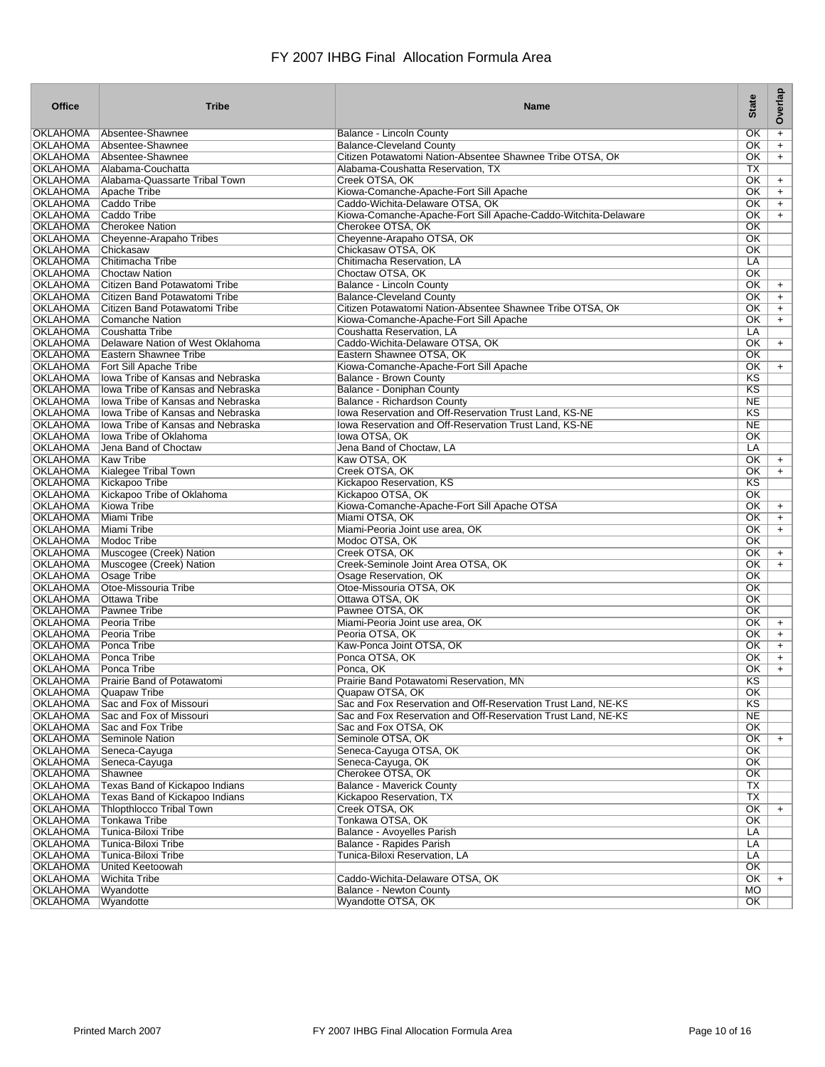# FY 2007 IHBG Final Allocation Formula Area

| Office | Tribe | Name | State | Overlap |
|---|---|---|---|---|
| OKLAHOMA | Absentee-Shawnee | Balance - Lincoln County | OK | + |
| OKLAHOMA | Absentee-Shawnee | Balance-Cleveland County | OK | + |
| OKLAHOMA | Absentee-Shawnee | Citizen Potawatomi Nation-Absentee Shawnee Tribe OTSA, OK | OK | + |
| OKLAHOMA | Alabama-Couchatta | Alabama-Coushatta Reservation, TX | TX | |
| OKLAHOMA | Alabama-Quassarte Tribal Town | Creek OTSA, OK | OK | + |
| OKLAHOMA | Apache Tribe | Kiowa-Comanche-Apache-Fort Sill Apache | OK | + |
| OKLAHOMA | Caddo Tribe | Caddo-Wichita-Delaware OTSA, OK | OK | + |
| OKLAHOMA | Caddo Tribe | Kiowa-Comanche-Apache-Fort Sill Apache-Caddo-Witchita-Delaware | OK | + |
| OKLAHOMA | Cherokee Nation | Cherokee OTSA, OK | OK | |
| OKLAHOMA | Cheyenne-Arapaho Tribes | Cheyenne-Arapaho OTSA, OK | OK | |
| OKLAHOMA | Chickasaw | Chickasaw OTSA, OK | OK | |
| OKLAHOMA | Chitimacha Tribe | Chitimacha Reservation, LA | LA | |
| OKLAHOMA | Choctaw Nation | Choctaw OTSA, OK | OK | |
| OKLAHOMA | Citizen Band Potawatomi Tribe | Balance - Lincoln County | OK | + |
| OKLAHOMA | Citizen Band Potawatomi Tribe | Balance-Cleveland County | OK | + |
| OKLAHOMA | Citizen Band Potawatomi Tribe | Citizen Potawatomi Nation-Absentee Shawnee Tribe OTSA, OK | OK | + |
| OKLAHOMA | Comanche Nation | Kiowa-Comanche-Apache-Fort Sill Apache | OK | + |
| OKLAHOMA | Coushatta Tribe | Coushatta Reservation, LA | LA | |
| OKLAHOMA | Delaware Nation of West Oklahoma | Caddo-Wichita-Delaware OTSA, OK | OK | + |
| OKLAHOMA | Eastern Shawnee Tribe | Eastern Shawnee OTSA, OK | OK | |
| OKLAHOMA | Fort Sill Apache Tribe | Kiowa-Comanche-Apache-Fort Sill Apache | OK | + |
| OKLAHOMA | Iowa Tribe of Kansas and Nebraska | Balance - Brown County | KS | |
| OKLAHOMA | Iowa Tribe of Kansas and Nebraska | Balance - Doniphan County | KS | |
| OKLAHOMA | Iowa Tribe of Kansas and Nebraska | Balance - Richardson County | NE | |
| OKLAHOMA | Iowa Tribe of Kansas and Nebraska | Iowa Reservation and Off-Reservation Trust Land, KS-NE | KS | |
| OKLAHOMA | Iowa Tribe of Kansas and Nebraska | Iowa Reservation and Off-Reservation Trust Land, KS-NE | NE | |
| OKLAHOMA | Iowa Tribe of Oklahoma | Iowa OTSA, OK | OK | |
| OKLAHOMA | Jena Band of Choctaw | Jena Band of Choctaw, LA | LA | |
| OKLAHOMA | Kaw Tribe | Kaw OTSA, OK | OK | + |
| OKLAHOMA | Kialegee Tribal Town | Creek OTSA, OK | OK | + |
| OKLAHOMA | Kickapoo Tribe | Kickapoo Reservation, KS | KS | |
| OKLAHOMA | Kickapoo Tribe of Oklahoma | Kickapoo OTSA, OK | OK | |
| OKLAHOMA | Kiowa Tribe | Kiowa-Comanche-Apache-Fort Sill Apache OTSA | OK | + |
| OKLAHOMA | Miami Tribe | Miami OTSA, OK | OK | + |
| OKLAHOMA | Miami Tribe | Miami-Peoria Joint use area, OK | OK | + |
| OKLAHOMA | Modoc Tribe | Modoc OTSA, OK | OK | |
| OKLAHOMA | Muscogee (Creek) Nation | Creek OTSA, OK | OK | + |
| OKLAHOMA | Muscogee (Creek) Nation | Creek-Seminole Joint Area OTSA, OK | OK | + |
| OKLAHOMA | Osage Tribe | Osage Reservation, OK | OK | |
| OKLAHOMA | Otoe-Missouria Tribe | Otoe-Missouria OTSA, OK | OK | |
| OKLAHOMA | Ottawa Tribe | Ottawa OTSA, OK | OK | |
| OKLAHOMA | Pawnee Tribe | Pawnee OTSA, OK | OK | |
| OKLAHOMA | Peoria Tribe | Miami-Peoria Joint use area, OK | OK | + |
| OKLAHOMA | Peoria Tribe | Peoria OTSA, OK | OK | + |
| OKLAHOMA | Ponca Tribe | Kaw-Ponca Joint OTSA, OK | OK | + |
| OKLAHOMA | Ponca Tribe | Ponca OTSA, OK | OK | + |
| OKLAHOMA | Ponca Tribe | Ponca, OK | OK | + |
| OKLAHOMA | Prairie Band of Potawatomi | Prairie Band Potawatomi Reservation, MN | KS | |
| OKLAHOMA | Quapaw Tribe | Quapaw OTSA, OK | OK | |
| OKLAHOMA | Sac and Fox of Missouri | Sac and Fox Reservation and Off-Reservation Trust Land, NE-KS | KS | |
| OKLAHOMA | Sac and Fox of Missouri | Sac and Fox Reservation and Off-Reservation Trust Land, NE-KS | NE | |
| OKLAHOMA | Sac and Fox Tribe | Sac and Fox OTSA, OK | OK | |
| OKLAHOMA | Seminole Nation | Seminole OTSA, OK | OK | + |
| OKLAHOMA | Seneca-Cayuga | Seneca-Cayuga OTSA, OK | OK | |
| OKLAHOMA | Seneca-Cayuga | Seneca-Cayuga, OK | OK | |
| OKLAHOMA | Shawnee | Cherokee OTSA, OK | OK | |
| OKLAHOMA | Texas Band of Kickapoo Indians | Balance - Maverick County | TX | |
| OKLAHOMA | Texas Band of Kickapoo Indians | Kickapoo Reservation, TX | TX | |
| OKLAHOMA | Thlopthlocco Tribal Town | Creek OTSA, OK | OK | + |
| OKLAHOMA | Tonkawa Tribe | Tonkawa OTSA, OK | OK | |
| OKLAHOMA | Tunica-Biloxi Tribe | Balance - Avoyelles Parish | LA | |
| OKLAHOMA | Tunica-Biloxi Tribe | Balance - Rapides Parish | LA | |
| OKLAHOMA | Tunica-Biloxi Tribe | Tunica-Biloxi Reservation, LA | LA | |
| OKLAHOMA | United Keetoowah | | OK | |
| OKLAHOMA | Wichita Tribe | Caddo-Wichita-Delaware OTSA, OK | OK | + |
| OKLAHOMA | Wyandotte | Balance - Newton County | MO | |
| OKLAHOMA | Wyandotte | Wyandotte OTSA, OK | OK | |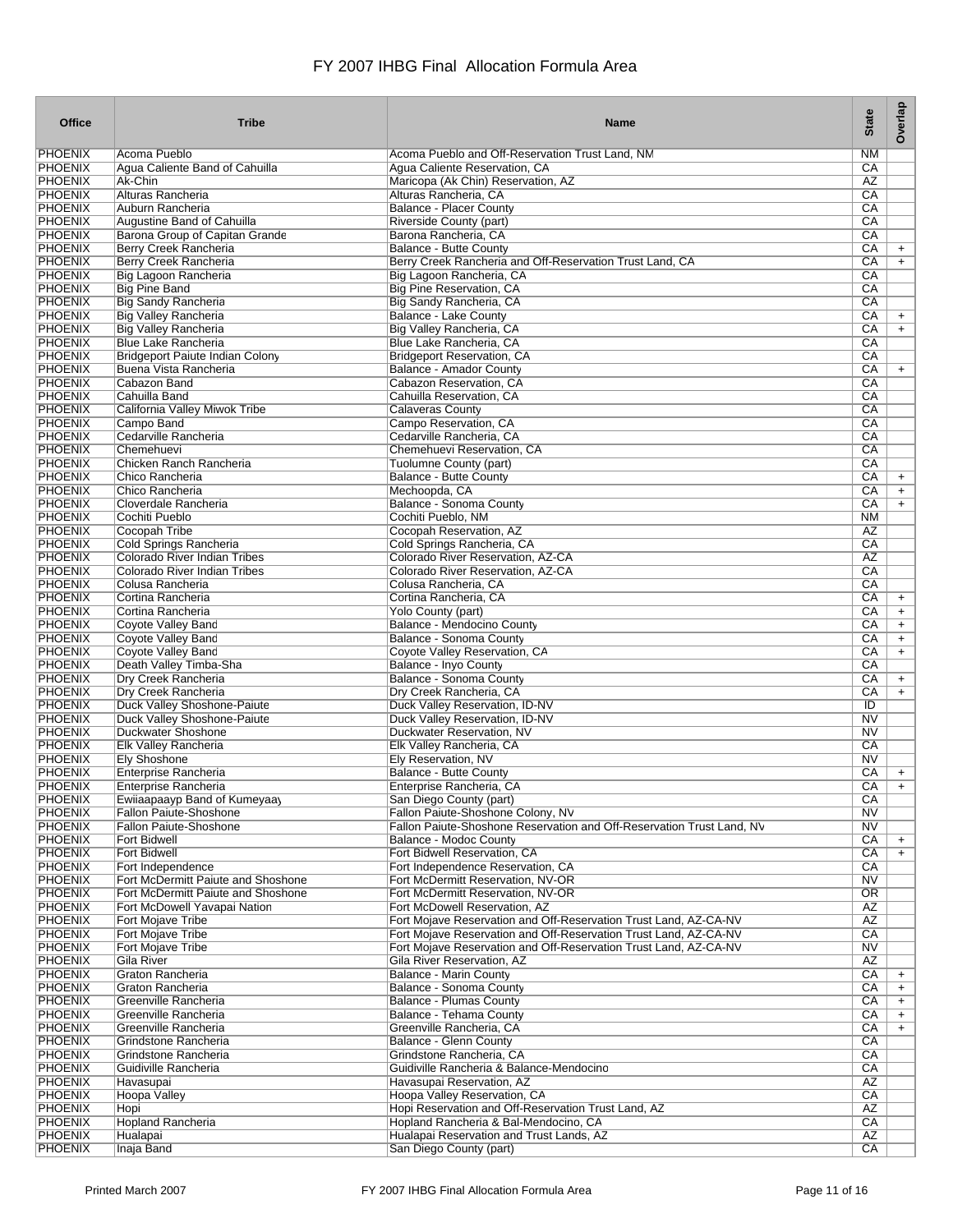# FY 2007 IHBG Final Allocation Formula Area

| Office | Tribe | Name | State | Overlap |
|---|---|---|---|---|
| PHOENIX | Acoma Pueblo | Acoma Pueblo and Off-Reservation Trust Land, NM | NM | |
| PHOENIX | Agua Caliente Band of Cahuilla | Agua Caliente Reservation, CA | CA | |
| PHOENIX | Ak-Chin | Maricopa (Ak Chin) Reservation, AZ | AZ | |
| PHOENIX | Alturas Rancheria | Alturas Rancheria, CA | CA | |
| PHOENIX | Auburn Rancheria | Balance - Placer County | CA | |
| PHOENIX | Augustine Band of Cahuilla | Riverside County (part) | CA | |
| PHOENIX | Barona Group of Capitan Grande | Barona Rancheria, CA | CA | |
| PHOENIX | Berry Creek Rancheria | Balance - Butte County | CA | + |
| PHOENIX | Berry Creek Rancheria | Berry Creek Rancheria and Off-Reservation Trust Land, CA | CA | + |
| PHOENIX | Big Lagoon Rancheria | Big Lagoon Rancheria, CA | CA | |
| PHOENIX | Big Pine Band | Big Pine Reservation, CA | CA | |
| PHOENIX | Big Sandy Rancheria | Big Sandy Rancheria, CA | CA | |
| PHOENIX | Big Valley Rancheria | Balance - Lake County | CA | + |
| PHOENIX | Big Valley Rancheria | Big Valley Rancheria, CA | CA | + |
| PHOENIX | Blue Lake Rancheria | Blue Lake Rancheria, CA | CA | |
| PHOENIX | Bridgeport Paiute Indian Colony | Bridgeport Reservation, CA | CA | |
| PHOENIX | Buena Vista Rancheria | Balance - Amador County | CA | + |
| PHOENIX | Cabazon Band | Cabazon Reservation, CA | CA | |
| PHOENIX | Cahuilla Band | Cahuilla Reservation, CA | CA | |
| PHOENIX | California Valley Miwok Tribe | Calaveras County | CA | |
| PHOENIX | Campo Band | Campo Reservation, CA | CA | |
| PHOENIX | Cedarville Rancheria | Cedarville Rancheria, CA | CA | |
| PHOENIX | Chemehuevi | Chemehuevi Reservation, CA | CA | |
| PHOENIX | Chicken Ranch Rancheria | Tuolumne County (part) | CA | |
| PHOENIX | Chico Rancheria | Balance - Butte County | CA | + |
| PHOENIX | Chico Rancheria | Mechoopda, CA | CA | + |
| PHOENIX | Cloverdale Rancheria | Balance - Sonoma County | CA | + |
| PHOENIX | Cochiti Pueblo | Cochiti Pueblo, NM | NM | |
| PHOENIX | Cocopah Tribe | Cocopah Reservation, AZ | AZ | |
| PHOENIX | Cold Springs Rancheria | Cold Springs Rancheria, CA | CA | |
| PHOENIX | Colorado River Indian Tribes | Colorado River Reservation, AZ-CA | AZ | |
| PHOENIX | Colorado River Indian Tribes | Colorado River Reservation, AZ-CA | CA | |
| PHOENIX | Colusa Rancheria | Colusa Rancheria, CA | CA | |
| PHOENIX | Cortina Rancheria | Cortina Rancheria, CA | CA | + |
| PHOENIX | Cortina Rancheria | Yolo County (part) | CA | + |
| PHOENIX | Coyote Valley Band | Balance - Mendocino County | CA | + |
| PHOENIX | Coyote Valley Band | Balance - Sonoma County | CA | + |
| PHOENIX | Coyote Valley Band | Coyote Valley Reservation, CA | CA | + |
| PHOENIX | Death Valley Timba-Sha | Balance - Inyo County | CA | |
| PHOENIX | Dry Creek Rancheria | Balance - Sonoma County | CA | + |
| PHOENIX | Dry Creek Rancheria | Dry Creek Rancheria, CA | CA | + |
| PHOENIX | Duck Valley Shoshone-Paiute | Duck Valley Reservation, ID-NV | ID | |
| PHOENIX | Duck Valley Shoshone-Paiute | Duck Valley Reservation, ID-NV | NV | |
| PHOENIX | Duckwater Shoshone | Duckwater Reservation, NV | NV | |
| PHOENIX | Elk Valley Rancheria | Elk Valley Rancheria, CA | CA | |
| PHOENIX | Ely Shoshone | Ely Reservation, NV | NV | |
| PHOENIX | Enterprise Rancheria | Balance - Butte County | CA | + |
| PHOENIX | Enterprise Rancheria | Enterprise Rancheria, CA | CA | + |
| PHOENIX | Ewiiaapaayp Band of Kumeyaay | San Diego County (part) | CA | |
| PHOENIX | Fallon Paiute-Shoshone | Fallon Paiute-Shoshone Colony, NV | NV | |
| PHOENIX | Fallon Paiute-Shoshone | Fallon Paiute-Shoshone Reservation and Off-Reservation Trust Land, NV | NV | |
| PHOENIX | Fort Bidwell | Balance - Modoc County | CA | + |
| PHOENIX | Fort Bidwell | Fort Bidwell Reservation, CA | CA | + |
| PHOENIX | Fort Independence | Fort Independence Reservation, CA | CA | |
| PHOENIX | Fort McDermitt Paiute and Shoshone | Fort McDermitt Reservation, NV-OR | NV | |
| PHOENIX | Fort McDermitt Paiute and Shoshone | Fort McDermitt Reservation, NV-OR | OR | |
| PHOENIX | Fort McDowell Yavapai Nation | Fort McDowell Reservation, AZ | AZ | |
| PHOENIX | Fort Mojave Tribe | Fort Mojave Reservation and Off-Reservation Trust Land, AZ-CA-NV | AZ | |
| PHOENIX | Fort Mojave Tribe | Fort Mojave Reservation and Off-Reservation Trust Land, AZ-CA-NV | CA | |
| PHOENIX | Fort Mojave Tribe | Fort Mojave Reservation and Off-Reservation Trust Land, AZ-CA-NV | NV | |
| PHOENIX | Gila River | Gila River Reservation, AZ | AZ | |
| PHOENIX | Graton Rancheria | Balance - Marin County | CA | + |
| PHOENIX | Graton Rancheria | Balance - Sonoma County | CA | + |
| PHOENIX | Greenville Rancheria | Balance - Plumas County | CA | + |
| PHOENIX | Greenville Rancheria | Balance - Tehama County | CA | + |
| PHOENIX | Greenville Rancheria | Greenville Rancheria, CA | CA | + |
| PHOENIX | Grindstone Rancheria | Balance - Glenn County | CA | |
| PHOENIX | Grindstone Rancheria | Grindstone Rancheria, CA | CA | |
| PHOENIX | Guidiville Rancheria | Guidiville Rancheria & Balance-Mendocino | CA | |
| PHOENIX | Havasupai | Havasupai Reservation, AZ | AZ | |
| PHOENIX | Hoopa Valley | Hoopa Valley Reservation, CA | CA | |
| PHOENIX | Hopi | Hopi Reservation and Off-Reservation Trust Land, AZ | AZ | |
| PHOENIX | Hopland Rancheria | Hopland Rancheria & Bal-Mendocino, CA | CA | |
| PHOENIX | Hualapai | Hualapai Reservation and Trust Lands, AZ | AZ | |
| PHOENIX | Inaja Band | San Diego County (part) | CA | |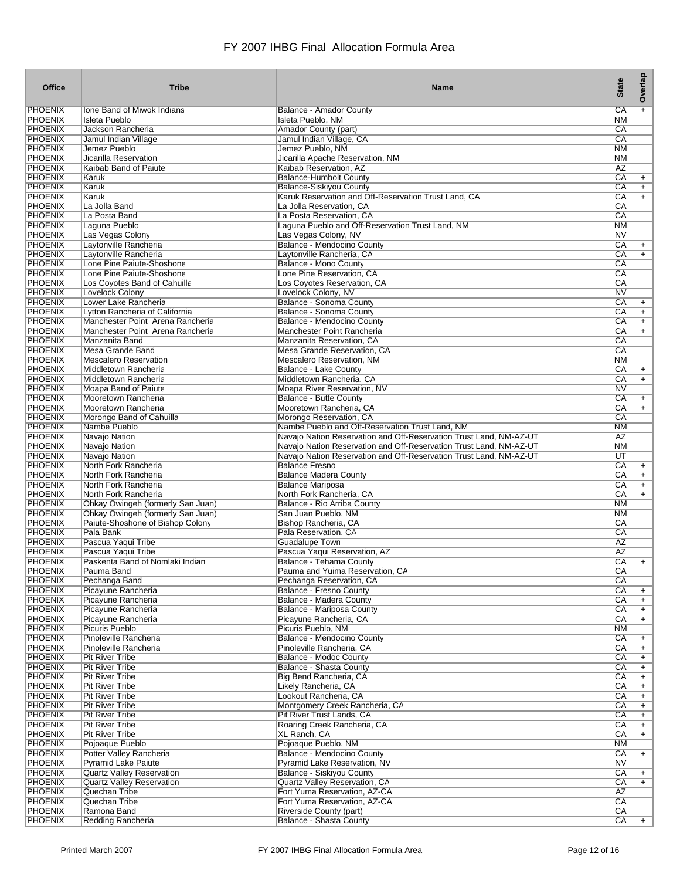# FY 2007 IHBG Final Allocation Formula Area

| Office | Tribe | Name | State | Overlap |
|---|---|---|---|---|
| PHOENIX | Ione Band of Miwok Indians | Balance - Amador County | CA | + |
| PHOENIX | Isleta Pueblo | Isleta Pueblo, NM | NM | |
| PHOENIX | Jackson Rancheria | Amador County (part) | CA | |
| PHOENIX | Jamul Indian Village | Jamul Indian Village, CA | CA | |
| PHOENIX | Jemez Pueblo | Jemez Pueblo, NM | NM | |
| PHOENIX | Jicarilla Reservation | Jicarilla Apache Reservation, NM | NM | |
| PHOENIX | Kaibab Band of Paiute | Kaibab Reservation, AZ | AZ | |
| PHOENIX | Karuk | Balance-Humbolt County | CA | + |
| PHOENIX | Karuk | Balance-Siskiyou County | CA | + |
| PHOENIX | Karuk | Karuk Reservation and Off-Reservation Trust Land, CA | CA | + |
| PHOENIX | La Jolla Band | La Jolla Reservation, CA | CA | |
| PHOENIX | La Posta Band | La Posta Reservation, CA | CA | |
| PHOENIX | Laguna Pueblo | Laguna Pueblo and Off-Reservation Trust Land, NM | NM | |
| PHOENIX | Las Vegas Colony | Las Vegas Colony, NV | NV | |
| PHOENIX | Laytonville Rancheria | Balance - Mendocino County | CA | + |
| PHOENIX | Laytonville Rancheria | Laytonville Rancheria, CA | CA | + |
| PHOENIX | Lone Pine Paiute-Shoshone | Balance - Mono County | CA | |
| PHOENIX | Lone Pine Paiute-Shoshone | Lone Pine Reservation, CA | CA | |
| PHOENIX | Los Coyotes Band of Cahuilla | Los Coyotes Reservation, CA | CA | |
| PHOENIX | Lovelock Colony | Lovelock Colony, NV | NV | |
| PHOENIX | Lower Lake Rancheria | Balance - Sonoma County | CA | + |
| PHOENIX | Lytton Rancheria of California | Balance - Sonoma County | CA | + |
| PHOENIX | Manchester Point Arena Rancheria | Balance - Mendocino County | CA | + |
| PHOENIX | Manchester Point Arena Rancheria | Manchester Point Rancheria | CA | + |
| PHOENIX | Manzanita Band | Manzanita Reservation, CA | CA | |
| PHOENIX | Mesa Grande Band | Mesa Grande Reservation, CA | CA | |
| PHOENIX | Mescalero Reservation | Mescalero Reservation, NM | NM | |
| PHOENIX | Middletown Rancheria | Balance - Lake County | CA | + |
| PHOENIX | Middletown Rancheria | Middletown Rancheria, CA | CA | + |
| PHOENIX | Moapa Band of Paiute | Moapa River Reservation, NV | NV | |
| PHOENIX | Mooretown Rancheria | Balance - Butte County | CA | + |
| PHOENIX | Mooretown Rancheria | Mooretown Rancheria, CA | CA | + |
| PHOENIX | Morongo Band of Cahuilla | Morongo Reservation, CA | CA | |
| PHOENIX | Nambe Pueblo | Nambe Pueblo and Off-Reservation Trust Land, NM | NM | |
| PHOENIX | Navajo Nation | Navajo Nation Reservation and Off-Reservation Trust Land, NM-AZ-UT | AZ | |
| PHOENIX | Navajo Nation | Navajo Nation Reservation and Off-Reservation Trust Land, NM-AZ-UT | NM | |
| PHOENIX | Navajo Nation | Navajo Nation Reservation and Off-Reservation Trust Land, NM-AZ-UT | UT | |
| PHOENIX | North Fork Rancheria | Balance Fresno | CA | + |
| PHOENIX | North Fork Rancheria | Balance Madera County | CA | + |
| PHOENIX | North Fork Rancheria | Balance Mariposa | CA | + |
| PHOENIX | North Fork Rancheria | North Fork Rancheria, CA | CA | + |
| PHOENIX | Ohkay Owingeh (formerly San Juan) | Balance - Rio Arriba County | NM | |
| PHOENIX | Ohkay Owingeh (formerly San Juan) | San Juan Pueblo, NM | NM | |
| PHOENIX | Paiute-Shoshone of Bishop Colony | Bishop Rancheria, CA | CA | |
| PHOENIX | Pala Bank | Pala Reservation, CA | CA | |
| PHOENIX | Pascua Yaqui Tribe | Guadalupe Town | AZ | |
| PHOENIX | Pascua Yaqui Tribe | Pascua Yaqui Reservation, AZ | AZ | |
| PHOENIX | Paskenta Band of Nomlaki Indian | Balance - Tehama County | CA | + |
| PHOENIX | Pauma Band | Pauma and Yuima Reservation, CA | CA | |
| PHOENIX | Pechanga Band | Pechanga Reservation, CA | CA | |
| PHOENIX | Picayune Rancheria | Balance - Fresno County | CA | + |
| PHOENIX | Picayune Rancheria | Balance - Madera County | CA | + |
| PHOENIX | Picayune Rancheria | Balance - Mariposa County | CA | + |
| PHOENIX | Picayune Rancheria | Picayune Rancheria, CA | CA | + |
| PHOENIX | Picuris Pueblo | Picuris Pueblo, NM | NM | |
| PHOENIX | Pinoleville Rancheria | Balance - Mendocino County | CA | + |
| PHOENIX | Pinoleville Rancheria | Pinoleville Rancheria, CA | CA | + |
| PHOENIX | Pit River Tribe | Balance - Modoc County | CA | + |
| PHOENIX | Pit River Tribe | Balance - Shasta County | CA | + |
| PHOENIX | Pit River Tribe | Big Bend Rancheria, CA | CA | + |
| PHOENIX | Pit River Tribe | Likely Rancheria, CA | CA | + |
| PHOENIX | Pit River Tribe | Lookout Rancheria, CA | CA | + |
| PHOENIX | Pit River Tribe | Montgomery Creek Rancheria, CA | CA | + |
| PHOENIX | Pit River Tribe | Pit River Trust Lands, CA | CA | + |
| PHOENIX | Pit River Tribe | Roaring Creek Rancheria, CA | CA | + |
| PHOENIX | Pit River Tribe | XL Ranch, CA | CA | + |
| PHOENIX | Pojoaque Pueblo | Pojoaque Pueblo, NM | NM | |
| PHOENIX | Potter Valley Rancheria | Balance - Mendocino County | CA | + |
| PHOENIX | Pyramid Lake Paiute | Pyramid Lake Reservation, NV | NV | |
| PHOENIX | Quartz Valley Reservation | Balance - Siskiyou County | CA | + |
| PHOENIX | Quartz Valley Reservation | Quartz Valley Reservation, CA | CA | + |
| PHOENIX | Quechan Tribe | Fort Yuma Reservation, AZ-CA | AZ | |
| PHOENIX | Quechan Tribe | Fort Yuma Reservation, AZ-CA | CA | |
| PHOENIX | Ramona Band | Riverside County (part) | CA | |
| PHOENIX | Redding Rancheria | Balance - Shasta County | CA | + |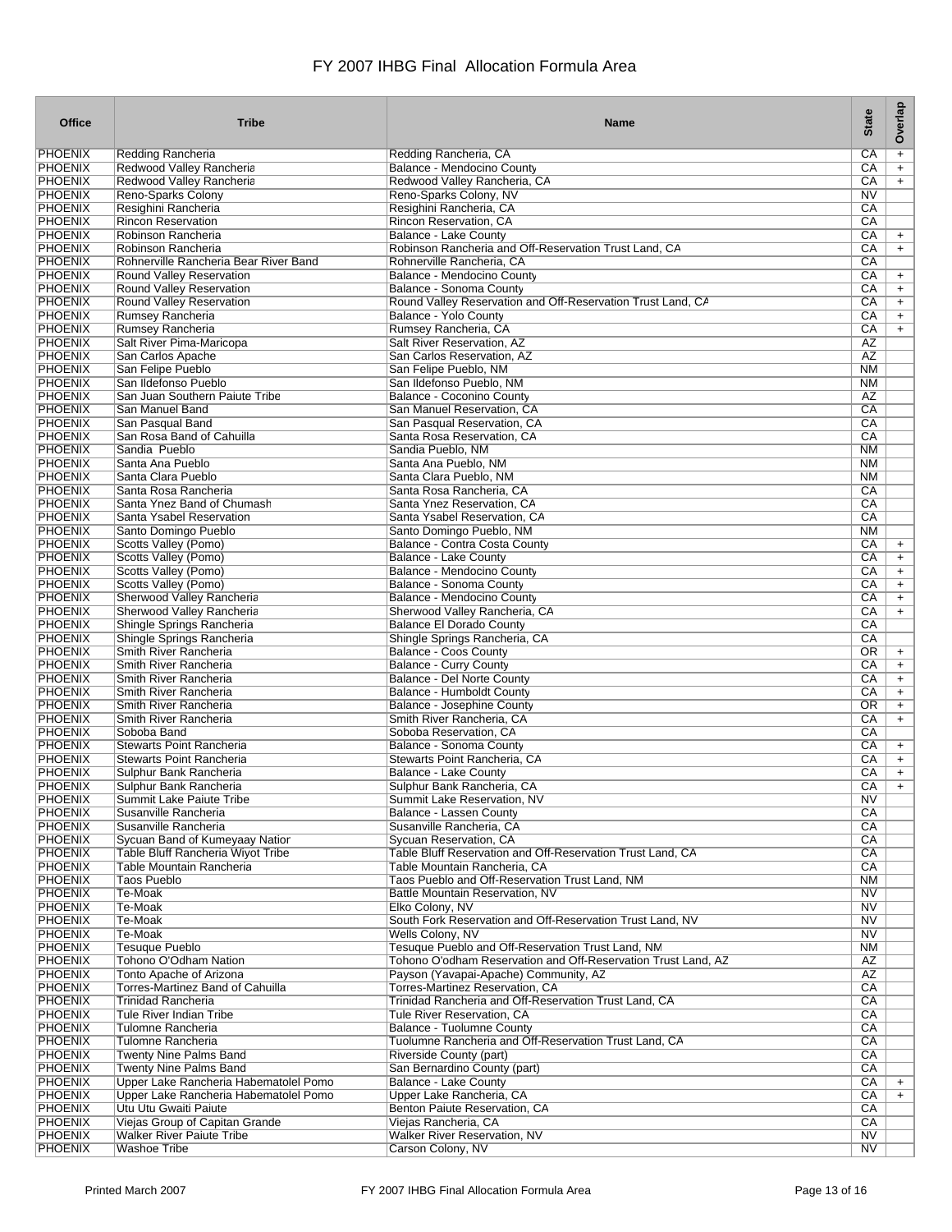# FY 2007 IHBG Final Allocation Formula Area

| Office | Tribe | Name | State | Overlap |
|---|---|---|---|---|
| PHOENIX | Redding Rancheria | Redding Rancheria, CA | CA | + |
| PHOENIX | Redwood Valley Rancheria | Balance - Mendocino County | CA | + |
| PHOENIX | Redwood Valley Rancheria | Redwood Valley Rancheria, CA | CA | + |
| PHOENIX | Reno-Sparks Colony | Reno-Sparks Colony, NV | NV | |
| PHOENIX | Resighini Rancheria | Resighini Rancheria, CA | CA | |
| PHOENIX | Rincon Reservation | Rincon Reservation, CA | CA | |
| PHOENIX | Robinson Rancheria | Balance - Lake County | CA | + |
| PHOENIX | Robinson Rancheria | Robinson Rancheria and Off-Reservation Trust Land, CA | CA | + |
| PHOENIX | Rohnerville Rancheria Bear River Band | Rohnerville Rancheria, CA | CA | |
| PHOENIX | Round Valley Reservation | Balance - Mendocino County | CA | + |
| PHOENIX | Round Valley Reservation | Balance - Sonoma County | CA | + |
| PHOENIX | Round Valley Reservation | Round Valley Reservation and Off-Reservation Trust Land, CA | CA | + |
| PHOENIX | Rumsey Rancheria | Balance - Yolo County | CA | + |
| PHOENIX | Rumsey Rancheria | Rumsey Rancheria, CA | CA | + |
| PHOENIX | Salt River Pima-Maricopa | Salt River Reservation, AZ | AZ | |
| PHOENIX | San Carlos Apache | San Carlos Reservation, AZ | AZ | |
| PHOENIX | San Felipe Pueblo | San Felipe Pueblo, NM | NM | |
| PHOENIX | San Ildefonso Pueblo | San Ildefonso Pueblo, NM | NM | |
| PHOENIX | San Juan Southern Paiute Tribe | Balance - Coconino County | AZ | |
| PHOENIX | San Manuel Band | San Manuel Reservation, CA | CA | |
| PHOENIX | San Pasqual Band | San Pasqual Reservation, CA | CA | |
| PHOENIX | San Rosa Band of Cahuilla | Santa Rosa Reservation, CA | CA | |
| PHOENIX | Sandia Pueblo | Sandia Pueblo, NM | NM | |
| PHOENIX | Santa Ana Pueblo | Santa Ana Pueblo, NM | NM | |
| PHOENIX | Santa Clara Pueblo | Santa Clara Pueblo, NM | NM | |
| PHOENIX | Santa Rosa Rancheria | Santa Rosa Rancheria, CA | CA | |
| PHOENIX | Santa Ynez Band of Chumash | Santa Ynez Reservation, CA | CA | |
| PHOENIX | Santa Ysabel Reservation | Santa Ysabel Reservation, CA | CA | |
| PHOENIX | Santo Domingo Pueblo | Santo Domingo Pueblo, NM | NM | |
| PHOENIX | Scotts Valley (Pomo) | Balance - Contra Costa County | CA | + |
| PHOENIX | Scotts Valley (Pomo) | Balance - Lake County | CA | + |
| PHOENIX | Scotts Valley (Pomo) | Balance - Mendocino County | CA | + |
| PHOENIX | Scotts Valley (Pomo) | Balance - Sonoma County | CA | + |
| PHOENIX | Sherwood Valley Rancheria | Balance - Mendocino County | CA | + |
| PHOENIX | Sherwood Valley Rancheria | Sherwood Valley Rancheria, CA | CA | + |
| PHOENIX | Shingle Springs Rancheria | Balance El Dorado County | CA | |
| PHOENIX | Shingle Springs Rancheria | Shingle Springs Rancheria, CA | CA | |
| PHOENIX | Smith River Rancheria | Balance - Coos County | OR | + |
| PHOENIX | Smith River Rancheria | Balance - Curry County | CA | + |
| PHOENIX | Smith River Rancheria | Balance - Del Norte County | CA | + |
| PHOENIX | Smith River Rancheria | Balance - Humboldt County | CA | + |
| PHOENIX | Smith River Rancheria | Balance - Josephine County | OR | + |
| PHOENIX | Smith River Rancheria | Smith River Rancheria, CA | CA | + |
| PHOENIX | Soboba Band | Soboba Reservation, CA | CA | |
| PHOENIX | Stewarts Point Rancheria | Balance - Sonoma County | CA | + |
| PHOENIX | Stewarts Point Rancheria | Stewarts Point Rancheria, CA | CA | + |
| PHOENIX | Sulphur Bank Rancheria | Balance - Lake County | CA | + |
| PHOENIX | Sulphur Bank Rancheria | Sulphur Bank Rancheria, CA | CA | + |
| PHOENIX | Summit Lake Paiute Tribe | Summit Lake Reservation, NV | NV | |
| PHOENIX | Susanville Rancheria | Balance - Lassen County | CA | |
| PHOENIX | Susanville Rancheria | Susanville Rancheria, CA | CA | |
| PHOENIX | Sycuan Band of Kumeyaay Natior | Sycuan Reservation, CA | CA | |
| PHOENIX | Table Bluff Rancheria Wiyot Tribe | Table Bluff Reservation and Off-Reservation Trust Land, CA | CA | |
| PHOENIX | Table Mountain Rancheria | Table Mountain Rancheria, CA | CA | |
| PHOENIX | Taos Pueblo | Taos Pueblo and Off-Reservation Trust Land, NM | NM | |
| PHOENIX | Te-Moak | Battle Mountain Reservation, NV | NV | |
| PHOENIX | Te-Moak | Elko Colony, NV | NV | |
| PHOENIX | Te-Moak | South Fork Reservation and Off-Reservation Trust Land, NV | NV | |
| PHOENIX | Te-Moak | Wells Colony, NV | NV | |
| PHOENIX | Tesuque Pueblo | Tesuque Pueblo and Off-Reservation Trust Land, NM | NM | |
| PHOENIX | Tohono O'Odham Nation | Tohono O'odham Reservation and Off-Reservation Trust Land, AZ | AZ | |
| PHOENIX | Tonto Apache of Arizona | Payson (Yavapai-Apache) Community, AZ | AZ | |
| PHOENIX | Torres-Martinez Band of Cahuilla | Torres-Martinez Reservation, CA | CA | |
| PHOENIX | Trinidad Rancheria | Trinidad Rancheria and Off-Reservation Trust Land, CA | CA | |
| PHOENIX | Tule River Indian Tribe | Tule River Reservation, CA | CA | |
| PHOENIX | Tulomne Rancheria | Balance - Tuolumne County | CA | |
| PHOENIX | Tulomne Rancheria | Tuolumne Rancheria and Off-Reservation Trust Land, CA | CA | |
| PHOENIX | Twenty Nine Palms Band | Riverside County (part) | CA | |
| PHOENIX | Twenty Nine Palms Band | San Bernardino County (part) | CA | |
| PHOENIX | Upper Lake Rancheria Habematolel Pomo | Balance - Lake County | CA | + |
| PHOENIX | Upper Lake Rancheria Habematolel Pomo | Upper Lake Rancheria, CA | CA | + |
| PHOENIX | Utu Utu Gwaiti Paiute | Benton Paiute Reservation, CA | CA | |
| PHOENIX | Viejas Group of Capitan Grande | Viejas Rancheria, CA | CA | |
| PHOENIX | Walker River Paiute Tribe | Walker River Reservation, NV | NV | |
| PHOENIX | Washoe Tribe | Carson Colony, NV | NV | |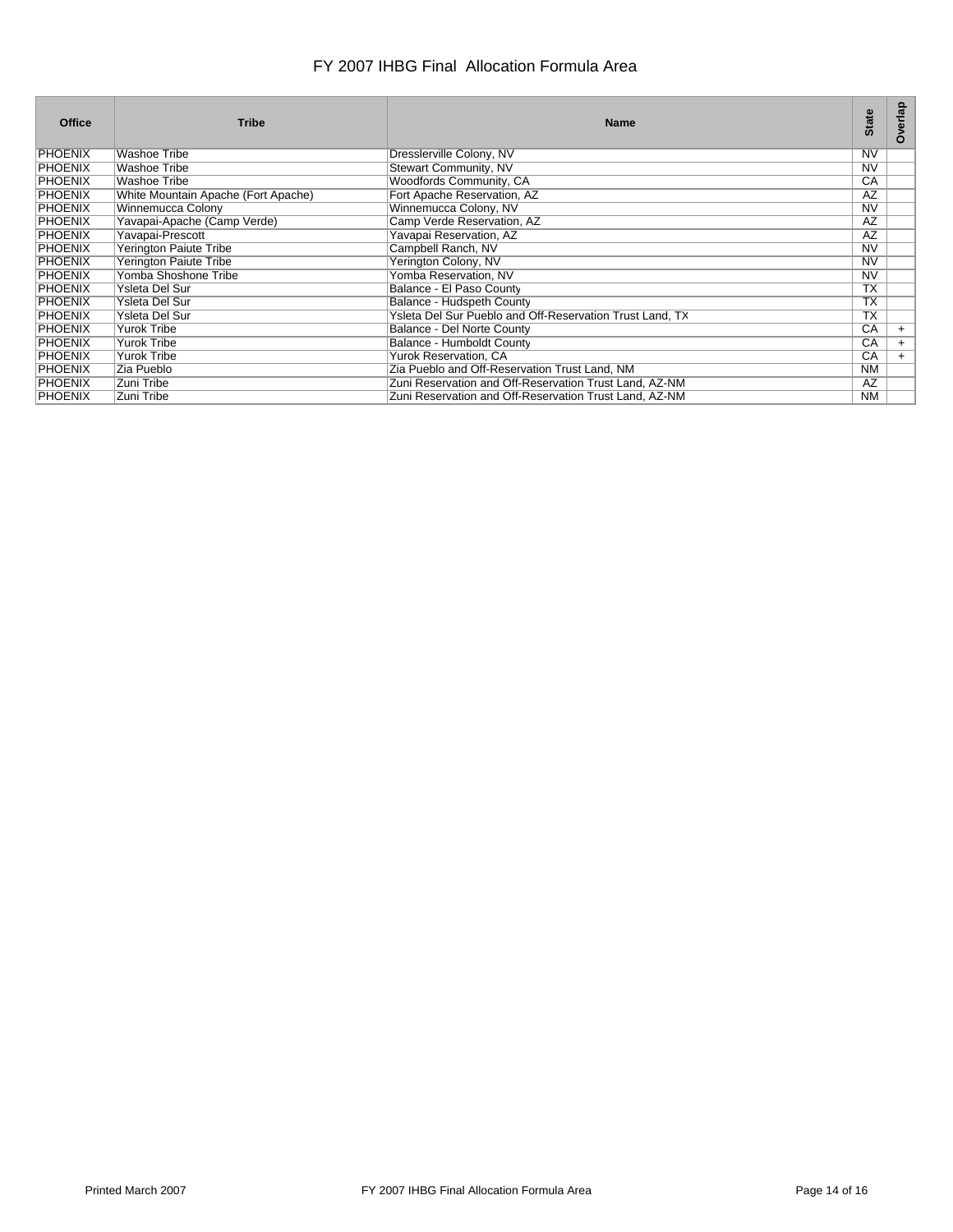# FY 2007 IHBG Final Allocation Formula Area

| Office | Tribe | Name | State | Overlap |
|---|---|---|---|---|
| PHOENIX | Washoe Tribe | Dresslerville Colony, NV | NV | |
| PHOENIX | Washoe Tribe | Stewart Community, NV | NV | |
| PHOENIX | Washoe Tribe | Woodfords Community, CA | CA | |
| PHOENIX | White Mountain Apache (Fort Apache) | Fort Apache Reservation, AZ | AZ | |
| PHOENIX | Winnemucca Colony | Winnemucca Colony, NV | NV | |
| PHOENIX | Yavapai-Apache (Camp Verde) | Camp Verde Reservation, AZ | AZ | |
| PHOENIX | Yavapai-Prescott | Yavapai Reservation, AZ | AZ | |
| PHOENIX | Yerington Paiute Tribe | Campbell Ranch, NV | NV | |
| PHOENIX | Yerington Paiute Tribe | Yerington Colony, NV | NV | |
| PHOENIX | Yomba Shoshone Tribe | Yomba Reservation, NV | NV | |
| PHOENIX | Ysleta Del Sur | Balance - El Paso County | TX | |
| PHOENIX | Ysleta Del Sur | Balance - Hudspeth County | TX | |
| PHOENIX | Ysleta Del Sur | Ysleta Del Sur Pueblo and Off-Reservation Trust Land, TX | TX | |
| PHOENIX | Yurok Tribe | Balance - Del Norte County | CA | + |
| PHOENIX | Yurok Tribe | Balance - Humboldt County | CA | + |
| PHOENIX | Yurok Tribe | Yurok Reservation, CA | CA | + |
| PHOENIX | Zia Pueblo | Zia Pueblo and Off-Reservation Trust Land, NM | NM | |
| PHOENIX | Zuni Tribe | Zuni Reservation and Off-Reservation Trust Land, AZ-NM | AZ | |
| PHOENIX | Zuni Tribe | Zuni Reservation and Off-Reservation Trust Land, AZ-NM | NM | |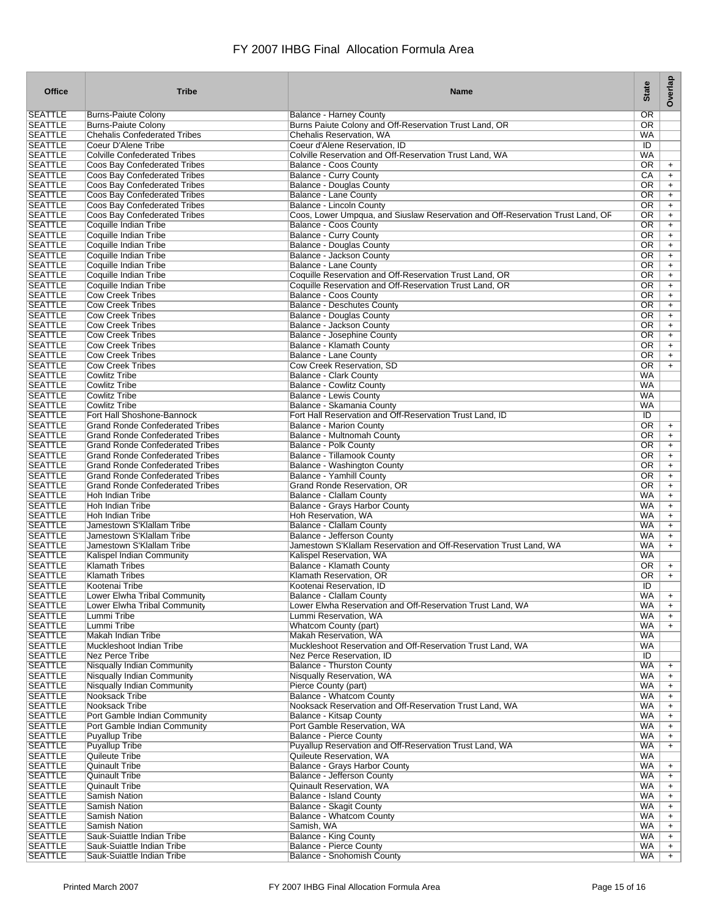# FY 2007 IHBG Final Allocation Formula Area

| Office | Tribe | Name | State | Overlap |
|---|---|---|---|---|
| SEATTLE | Burns-Paiute Colony | Balance - Harney County | OR | |
| SEATTLE | Burns-Paiute Colony | Burns Paiute Colony and Off-Reservation Trust Land, OR | OR | |
| SEATTLE | Chehalis Confederated Tribes | Chehalis Reservation, WA | WA | |
| SEATTLE | Coeur D'Alene Tribe | Coeur d'Alene Reservation, ID | ID | |
| SEATTLE | Colville Confederated Tribes | Colville Reservation and Off-Reservation Trust Land, WA | WA | |
| SEATTLE | Coos Bay Confederated Tribes | Balance - Coos County | OR | + |
| SEATTLE | Coos Bay Confederated Tribes | Balance - Curry County | CA | + |
| SEATTLE | Coos Bay Confederated Tribes | Balance - Douglas County | OR | + |
| SEATTLE | Coos Bay Confederated Tribes | Balance - Lane County | OR | + |
| SEATTLE | Coos Bay Confederated Tribes | Balance - Lincoln County | OR | + |
| SEATTLE | Coos Bay Confederated Tribes | Coos, Lower Umpqua, and Siuslaw Reservation and Off-Reservation Trust Land, OF | OR | + |
| SEATTLE | Coquille Indian Tribe | Balance - Coos County | OR | + |
| SEATTLE | Coquille Indian Tribe | Balance - Curry County | OR | + |
| SEATTLE | Coquille Indian Tribe | Balance - Douglas County | OR | + |
| SEATTLE | Coquille Indian Tribe | Balance - Jackson County | OR | + |
| SEATTLE | Coquille Indian Tribe | Balance - Lane County | OR | + |
| SEATTLE | Coquille Indian Tribe | Coquille Reservation and Off-Reservation Trust Land, OR | OR | + |
| SEATTLE | Coquille Indian Tribe | Coquille Reservation and Off-Reservation Trust Land, OR | OR | + |
| SEATTLE | Cow Creek Tribes | Balance - Coos County | OR | + |
| SEATTLE | Cow Creek Tribes | Balance - Deschutes County | OR | + |
| SEATTLE | Cow Creek Tribes | Balance - Douglas County | OR | + |
| SEATTLE | Cow Creek Tribes | Balance - Jackson County | OR | + |
| SEATTLE | Cow Creek Tribes | Balance - Josephine County | OR | + |
| SEATTLE | Cow Creek Tribes | Balance - Klamath County | OR | + |
| SEATTLE | Cow Creek Tribes | Balance - Lane County | OR | + |
| SEATTLE | Cow Creek Tribes | Cow Creek Reservation, SD | OR | + |
| SEATTLE | Cowlitz Tribe | Balance - Clark County | WA | |
| SEATTLE | Cowlitz Tribe | Balance - Cowlitz County | WA | |
| SEATTLE | Cowlitz Tribe | Balance - Lewis County | WA | |
| SEATTLE | Cowlitz Tribe | Balance - Skamania County | WA | |
| SEATTLE | Fort Hall Shoshone-Bannock | Fort Hall Reservation and Off-Reservation Trust Land, ID | ID | |
| SEATTLE | Grand Ronde Confederated Tribes | Balance - Marion County | OR | + |
| SEATTLE | Grand Ronde Confederated Tribes | Balance - Multnomah County | OR | + |
| SEATTLE | Grand Ronde Confederated Tribes | Balance - Polk County | OR | + |
| SEATTLE | Grand Ronde Confederated Tribes | Balance - Tillamook County | OR | + |
| SEATTLE | Grand Ronde Confederated Tribes | Balance - Washington County | OR | + |
| SEATTLE | Grand Ronde Confederated Tribes | Balance - Yamhill County | OR | + |
| SEATTLE | Grand Ronde Confederated Tribes | Grand Ronde Reservation, OR | OR | + |
| SEATTLE | Hoh Indian Tribe | Balance - Clallam County | WA | + |
| SEATTLE | Hoh Indian Tribe | Balance - Grays Harbor County | WA | + |
| SEATTLE | Hoh Indian Tribe | Hoh Reservation, WA | WA | + |
| SEATTLE | Jamestown S'Klallam Tribe | Balance - Clallam County | WA | + |
| SEATTLE | Jamestown S'Klallam Tribe | Balance - Jefferson County | WA | + |
| SEATTLE | Jamestown S'Klallam Tribe | Jamestown S'Klallam Reservation and Off-Reservation Trust Land, WA | WA | + |
| SEATTLE | Kalispel Indian Community | Kalispel Reservation, WA | WA | |
| SEATTLE | Klamath Tribes | Balance - Klamath County | OR | + |
| SEATTLE | Klamath Tribes | Klamath Reservation, OR | OR | + |
| SEATTLE | Kootenai Tribe | Kootenai Reservation, ID | ID | |
| SEATTLE | Lower Elwha Tribal Community | Balance - Clallam County | WA | + |
| SEATTLE | Lower Elwha Tribal Community | Lower Elwha Reservation and Off-Reservation Trust Land, WA | WA | + |
| SEATTLE | Lummi Tribe | Lummi Reservation, WA | WA | + |
| SEATTLE | Lummi Tribe | Whatcom County (part) | WA | + |
| SEATTLE | Makah Indian Tribe | Makah Reservation, WA | WA | |
| SEATTLE | Muckleshoot Indian Tribe | Muckleshoot Reservation and Off-Reservation Trust Land, WA | WA | |
| SEATTLE | Nez Perce Tribe | Nez Perce Reservation, ID | ID | |
| SEATTLE | Nisqually Indian Community | Balance - Thurston County | WA | + |
| SEATTLE | Nisqually Indian Community | Nisqually Reservation, WA | WA | + |
| SEATTLE | Nisqually Indian Community | Pierce County (part) | WA | + |
| SEATTLE | Nooksack Tribe | Balance - Whatcom County | WA | + |
| SEATTLE | Nooksack Tribe | Nooksack Reservation and Off-Reservation Trust Land, WA | WA | + |
| SEATTLE | Port Gamble Indian Community | Balance - Kitsap County | WA | + |
| SEATTLE | Port Gamble Indian Community | Port Gamble Reservation, WA | WA | + |
| SEATTLE | Puyallup Tribe | Balance - Pierce County | WA | + |
| SEATTLE | Puyallup Tribe | Puyallup Reservation and Off-Reservation Trust Land, WA | WA | + |
| SEATTLE | Quileute Tribe | Quileute Reservation, WA | WA | |
| SEATTLE | Quinault Tribe | Balance - Grays Harbor County | WA | + |
| SEATTLE | Quinault Tribe | Balance - Jefferson County | WA | + |
| SEATTLE | Quinault Tribe | Quinault Reservation, WA | WA | + |
| SEATTLE | Samish Nation | Balance - Island County | WA | + |
| SEATTLE | Samish Nation | Balance - Skagit County | WA | + |
| SEATTLE | Samish Nation | Balance - Whatcom County | WA | + |
| SEATTLE | Samish Nation | Samish, WA | WA | + |
| SEATTLE | Sauk-Suiattle Indian Tribe | Balance - King County | WA | + |
| SEATTLE | Sauk-Suiattle Indian Tribe | Balance - Pierce County | WA | + |
| SEATTLE | Sauk-Suiattle Indian Tribe | Balance - Snohomish County | WA | + |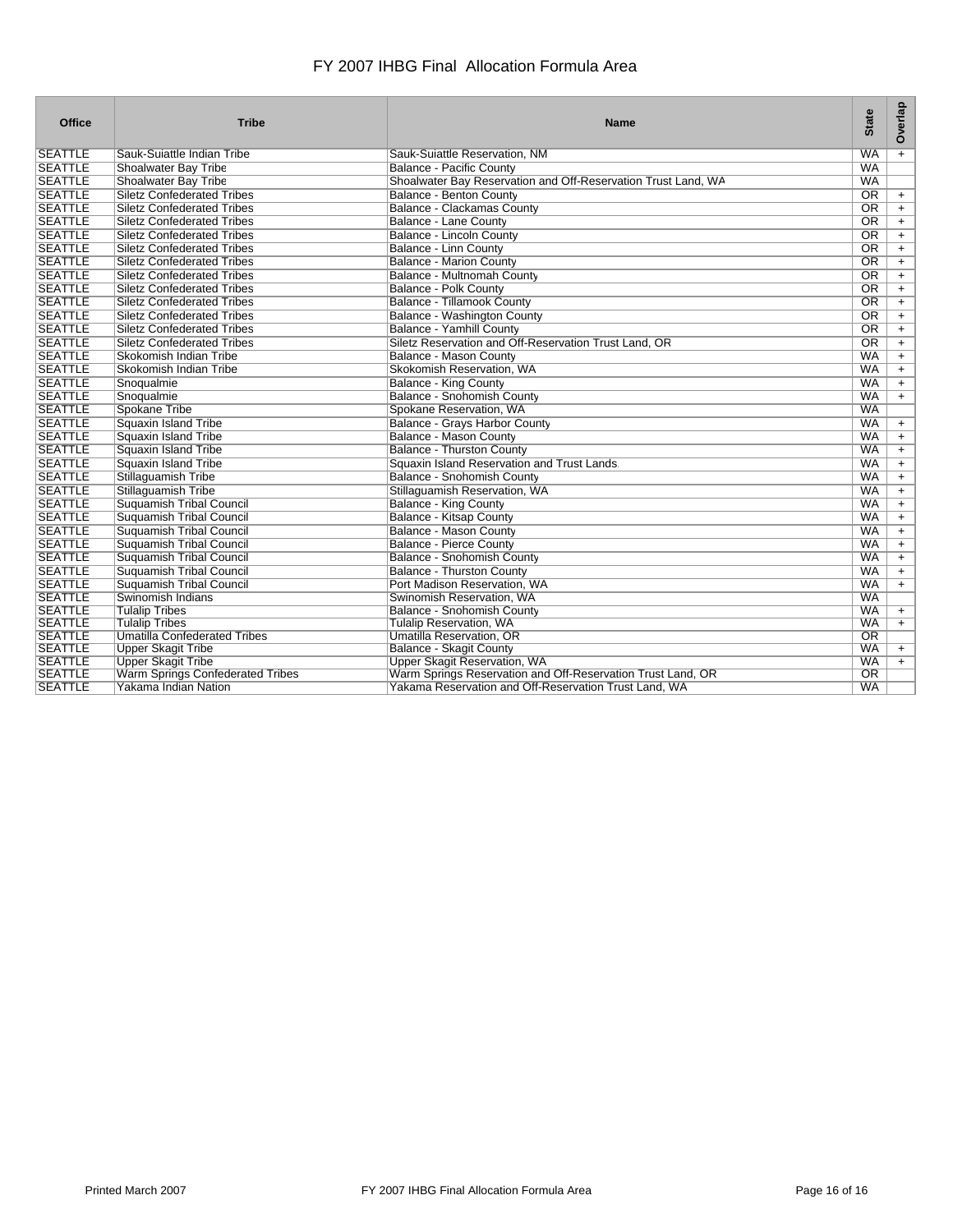# FY 2007 IHBG Final Allocation Formula Area

| Office | Tribe | Name | State | Overlap |
|---|---|---|---|---|
| SEATTLE | Sauk-Suiattle Indian Tribe | Sauk-Suiattle Reservation, NM | WA | + |
| SEATTLE | Shoalwater Bay Tribe | Balance - Pacific County | WA | |
| SEATTLE | Shoalwater Bay Tribe | Shoalwater Bay Reservation and Off-Reservation Trust Land, WA | WA | |
| SEATTLE | Siletz Confederated Tribes | Balance - Benton County | OR | + |
| SEATTLE | Siletz Confederated Tribes | Balance - Clackamas County | OR | + |
| SEATTLE | Siletz Confederated Tribes | Balance - Lane County | OR | + |
| SEATTLE | Siletz Confederated Tribes | Balance - Lincoln County | OR | + |
| SEATTLE | Siletz Confederated Tribes | Balance - Linn County | OR | + |
| SEATTLE | Siletz Confederated Tribes | Balance - Marion County | OR | + |
| SEATTLE | Siletz Confederated Tribes | Balance - Multnomah County | OR | + |
| SEATTLE | Siletz Confederated Tribes | Balance - Polk County | OR | + |
| SEATTLE | Siletz Confederated Tribes | Balance - Tillamook County | OR | + |
| SEATTLE | Siletz Confederated Tribes | Balance - Washington County | OR | + |
| SEATTLE | Siletz Confederated Tribes | Balance - Yamhill County | OR | + |
| SEATTLE | Siletz Confederated Tribes | Siletz Reservation and Off-Reservation Trust Land, OR | OR | + |
| SEATTLE | Skokomish Indian Tribe | Balance - Mason County | WA | + |
| SEATTLE | Skokomish Indian Tribe | Skokomish Reservation, WA | WA | + |
| SEATTLE | Snoqualmie | Balance - King County | WA | + |
| SEATTLE | Snoqualmie | Balance - Snohomish County | WA | + |
| SEATTLE | Spokane Tribe | Spokane Reservation, WA | WA | |
| SEATTLE | Squaxin Island Tribe | Balance - Grays Harbor County | WA | + |
| SEATTLE | Squaxin Island Tribe | Balance - Mason County | WA | + |
| SEATTLE | Squaxin Island Tribe | Balance - Thurston County | WA | + |
| SEATTLE | Squaxin Island Tribe | Squaxin Island Reservation and Trust Lands | WA | + |
| SEATTLE | Stillaguamish Tribe | Balance - Snohomish County | WA | + |
| SEATTLE | Stillaguamish Tribe | Stillaguamish Reservation, WA | WA | + |
| SEATTLE | Suquamish Tribal Council | Balance - King County | WA | + |
| SEATTLE | Suquamish Tribal Council | Balance - Kitsap County | WA | + |
| SEATTLE | Suquamish Tribal Council | Balance - Mason County | WA | + |
| SEATTLE | Suquamish Tribal Council | Balance - Pierce County | WA | + |
| SEATTLE | Suquamish Tribal Council | Balance - Snohomish County | WA | + |
| SEATTLE | Suquamish Tribal Council | Balance - Thurston County | WA | + |
| SEATTLE | Suquamish Tribal Council | Port Madison Reservation, WA | WA | + |
| SEATTLE | Swinomish Indians | Swinomish Reservation, WA | WA | |
| SEATTLE | Tulalip Tribes | Balance - Snohomish County | WA | + |
| SEATTLE | Tulalip Tribes | Tulalip Reservation, WA | WA | + |
| SEATTLE | Umatilla Confederated Tribes | Umatilla Reservation, OR | OR | |
| SEATTLE | Upper Skagit Tribe | Balance - Skagit County | WA | + |
| SEATTLE | Upper Skagit Tribe | Upper Skagit Reservation, WA | WA | + |
| SEATTLE | Warm Springs Confederated Tribes | Warm Springs Reservation and Off-Reservation Trust Land, OR | OR | |
| SEATTLE | Yakama Indian Nation | Yakama Reservation and Off-Reservation Trust Land, WA | WA | |